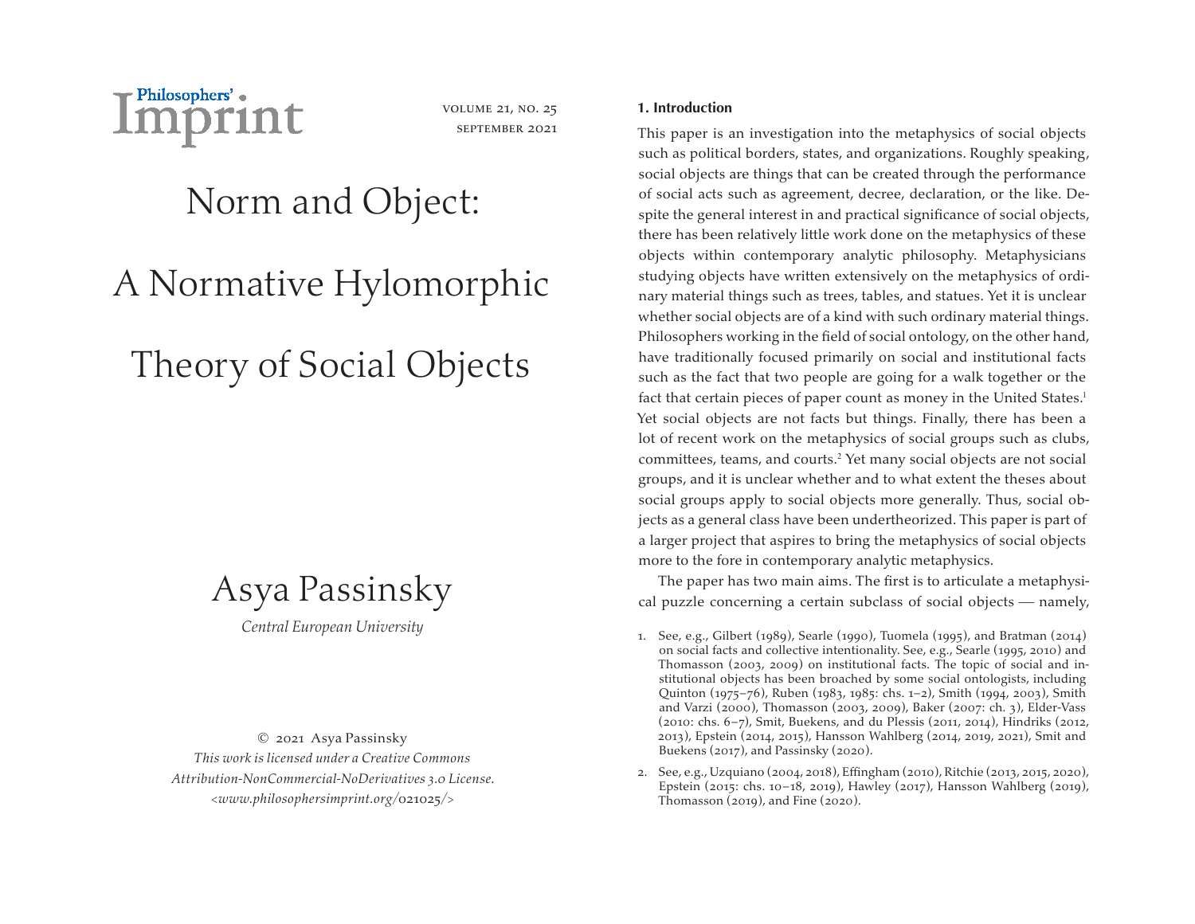# Norm and Object: A Normative Hylomorphic Theory of Social Objects

Asya Passinsky

*Central European University*

© 2021 Asya Passinsky
*This work is licensed under a Creative Commons Attribution-NonCommercial-NoDerivatives 3.0 License.*
*<www.philosophersimprint.org/021025/>*

## 1. Introduction

This paper is an investigation into the metaphysics of social objects such as political borders, states, and organizations. Roughly speaking, social objects are things that can be created through the performance of social acts such as agreement, decree, declaration, or the like. Despite the general interest in and practical significance of social objects, there has been relatively little work done on the metaphysics of these objects within contemporary analytic philosophy. Metaphysicians studying objects have written extensively on the metaphysics of ordinary material things such as trees, tables, and statues. Yet it is unclear whether social objects are of a kind with such ordinary material things. Philosophers working in the field of social ontology, on the other hand, have traditionally focused primarily on social and institutional facts such as the fact that two people are going for a walk together or the fact that certain pieces of paper count as money in the United States.[1] Yet social objects are not facts but things. Finally, there has been a lot of recent work on the metaphysics of social groups such as clubs, committees, teams, and courts.[2] Yet many social objects are not social groups, and it is unclear whether and to what extent the theses about social groups apply to social objects more generally. Thus, social objects as a general class have been undertheorized. This paper is part of a larger project that aspires to bring the metaphysics of social objects more to the fore in contemporary analytic metaphysics.

The paper has two main aims. The first is to articulate a metaphysical puzzle concerning a certain subclass of social objects — namely,

1. See, e.g., Gilbert (1989), Searle (1990), Tuomela (1995), and Bratman (2014) on social facts and collective intentionality. See, e.g., Searle (1995, 2010) and Thomasson (2003, 2009) on institutional facts. The topic of social and institutional objects has been broached by some social ontologists, including Quinton (1975–76), Ruben (1983, 1985: chs. 1–2), Smith (1994, 2003), Smith and Varzi (2000), Thomasson (2003, 2009), Baker (2007: ch. 3), Elder-Vass (2010: chs. 6–7), Smit, Buekens, and du Plessis (2011, 2014), Hindriks (2012, 2013), Epstein (2014, 2015), Hansson Wahlberg (2014, 2019, 2021), Smit and Buekens (2017), and Passinsky (2020).

2. See, e.g., Uzquiano (2004, 2018), Effingham (2010), Ritchie (2013, 2015, 2020), Epstein (2015: chs. 10–18, 2019), Hawley (2017), Hansson Wahlberg (2019), Thomasson (2019), and Fine (2020).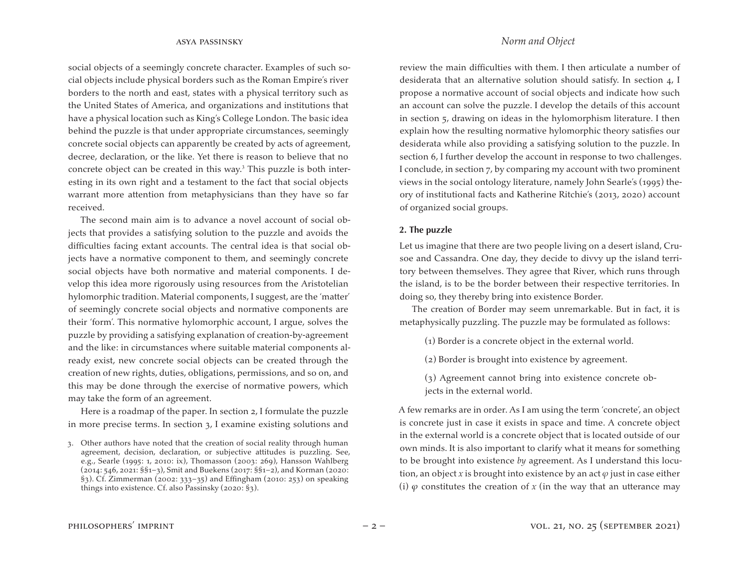social objects of a seemingly concrete character. Examples of such social objects include physical borders such as the Roman Empire's river borders to the north and east, states with a physical territory such as the United States of America, and organizations and institutions that have a physical location such as King's College London. The basic idea behind the puzzle is that under appropriate circumstances, seemingly concrete social objects can apparently be created by acts of agreement, decree, declaration, or the like. Yet there is reason to believe that no concrete object can be created in this way.[3] This puzzle is both interesting in its own right and a testament to the fact that social objects warrant more attention from metaphysicians than they have so far received.

The second main aim is to advance a novel account of social objects that provides a satisfying solution to the puzzle and avoids the difficulties facing extant accounts. The central idea is that social objects have a normative component to them, and seemingly concrete social objects have both normative and material components. I develop this idea more rigorously using resources from the Aristotelian hylomorphic tradition. Material components, I suggest, are the 'matter' of seemingly concrete social objects and normative components are their 'form'. This normative hylomorphic account, I argue, solves the puzzle by providing a satisfying explanation of creation-by-agreement and the like: in circumstances where suitable material components already exist, new concrete social objects can be created through the creation of new rights, duties, obligations, permissions, and so on, and this may be done through the exercise of normative powers, which may take the form of an agreement.

Here is a roadmap of the paper. In section 2, I formulate the puzzle in more precise terms. In section 3, I examine existing solutions and review the main difficulties with them. I then articulate a number of desiderata that an alternative solution should satisfy. In section 4, I propose a normative account of social objects and indicate how such an account can solve the puzzle. I develop the details of this account in section 5, drawing on ideas in the hylomorphism literature. I then explain how the resulting normative hylomorphic theory satisfies our desiderata while also providing a satisfying solution to the puzzle. In section 6, I further develop the account in response to two challenges. I conclude, in section 7, by comparing my account with two prominent views in the social ontology literature, namely John Searle's (1995) theory of institutional facts and Katherine Ritchie's (2013, 2020) account of organized social groups.

## 2. The puzzle

Let us imagine that there are two people living on a desert island, Crusoe and Cassandra. One day, they decide to divvy up the island territory between themselves. They agree that River, which runs through the island, is to be the border between their respective territories. In doing so, they thereby bring into existence Border.

The creation of Border may seem unremarkable. But in fact, it is metaphysically puzzling. The puzzle may be formulated as follows:

(1) Border is a concrete object in the external world.

(2) Border is brought into existence by agreement.

(3) Agreement cannot bring into existence concrete objects in the external world.

A few remarks are in order. As I am using the term 'concrete', an object is concrete just in case it exists in space and time. A concrete object in the external world is a concrete object that is located outside of our own minds. It is also important to clarify what it means for something to be brought into existence *by* agreement. As I understand this locution, an object $x$ is brought into existence by an act $\varphi$ just in case either (i) $\varphi$ constitutes the creation of $x$ (in the way that an utterance may

3. Other authors have noted that the creation of social reality through human agreement, decision, declaration, or subjective attitudes is puzzling. See, e.g., Searle (1995: 1, 2010: ix), Thomasson (2003: 269), Hansson Wahlberg (2014: 546, 2021: §§1–3), Smit and Buekens (2017: §§1–2), and Korman (2020: §3). Cf. Zimmerman (2002: 333–35) and Effingham (2010: 253) on speaking things into existence. Cf. also Passinsky (2020: §3).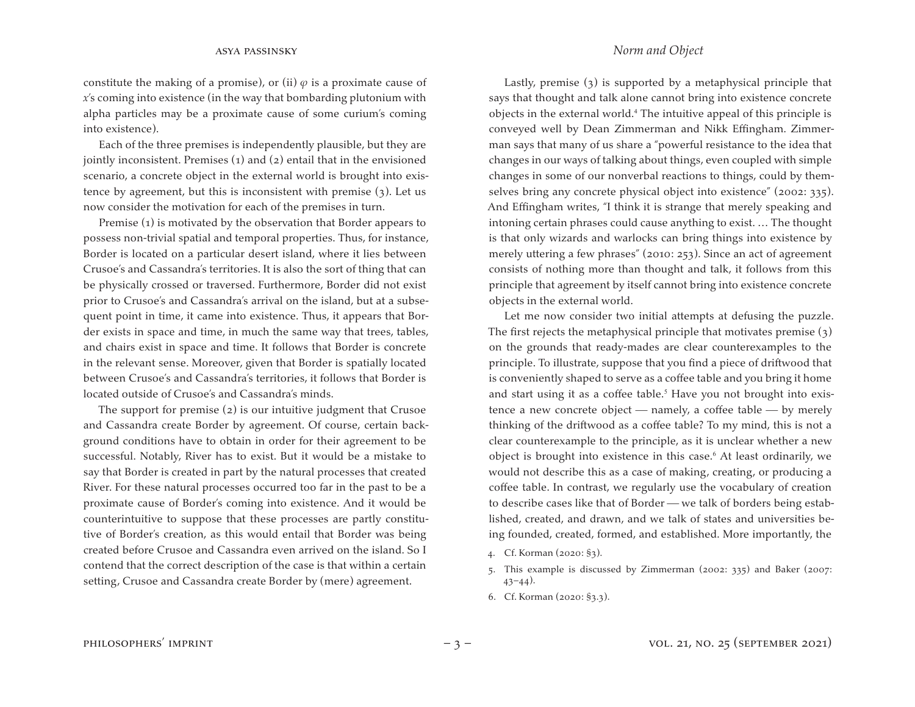constitute the making of a promise), or (ii) $\varphi$ is a proximate cause of $x$'s coming into existence (in the way that bombarding plutonium with alpha particles may be a proximate cause of some curium's coming into existence).

Each of the three premises is independently plausible, but they are jointly inconsistent. Premises (1) and (2) entail that in the envisioned scenario, a concrete object in the external world is brought into existence by agreement, but this is inconsistent with premise (3). Let us now consider the motivation for each of the premises in turn.

Premise (1) is motivated by the observation that Border appears to possess non-trivial spatial and temporal properties. Thus, for instance, Border is located on a particular desert island, where it lies between Crusoe's and Cassandra's territories. It is also the sort of thing that can be physically crossed or traversed. Furthermore, Border did not exist prior to Crusoe's and Cassandra's arrival on the island, but at a subsequent point in time, it came into existence. Thus, it appears that Border exists in space and time, in much the same way that trees, tables, and chairs exist in space and time. It follows that Border is concrete in the relevant sense. Moreover, given that Border is spatially located between Crusoe's and Cassandra's territories, it follows that Border is located outside of Crusoe's and Cassandra's minds.

The support for premise (2) is our intuitive judgment that Crusoe and Cassandra create Border by agreement. Of course, certain background conditions have to obtain in order for their agreement to be successful. Notably, River has to exist. But it would be a mistake to say that Border is created in part by the natural processes that created River. For these natural processes occurred too far in the past to be a proximate cause of Border's coming into existence. And it would be counterintuitive to suppose that these processes are partly constitutive of Border's creation, as this would entail that Border was being created before Crusoe and Cassandra even arrived on the island. So I contend that the correct description of the case is that within a certain setting, Crusoe and Cassandra create Border by (mere) agreement.

Lastly, premise (3) is supported by a metaphysical principle that says that thought and talk alone cannot bring into existence concrete objects in the external world.[4] The intuitive appeal of this principle is conveyed well by Dean Zimmerman and Nikk Effingham. Zimmerman says that many of us share a "powerful resistance to the idea that changes in our ways of talking about things, even coupled with simple changes in some of our nonverbal reactions to things, could by themselves bring any concrete physical object into existence" (2002: 335). And Effingham writes, "I think it is strange that merely speaking and intoning certain phrases could cause anything to exist. … The thought is that only wizards and warlocks can bring things into existence by merely uttering a few phrases" (2010: 253). Since an act of agreement consists of nothing more than thought and talk, it follows from this principle that agreement by itself cannot bring into existence concrete objects in the external world.

Let me now consider two initial attempts at defusing the puzzle. The first rejects the metaphysical principle that motivates premise (3) on the grounds that ready-mades are clear counterexamples to the principle. To illustrate, suppose that you find a piece of driftwood that is conveniently shaped to serve as a coffee table and you bring it home and start using it as a coffee table.[5] Have you not brought into existence a new concrete object — namely, a coffee table — by merely thinking of the driftwood as a coffee table? To my mind, this is not a clear counterexample to the principle, as it is unclear whether a new object is brought into existence in this case.[6] At least ordinarily, we would not describe this as a case of making, creating, or producing a coffee table. In contrast, we regularly use the vocabulary of creation to describe cases like that of Border — we talk of borders being established, created, and drawn, and we talk of states and universities being founded, created, formed, and established. More importantly, the

4. Cf. Korman (2020: §3).

5. This example is discussed by Zimmerman (2002: 335) and Baker (2007: 43–44).

6. Cf. Korman (2020: §3.3).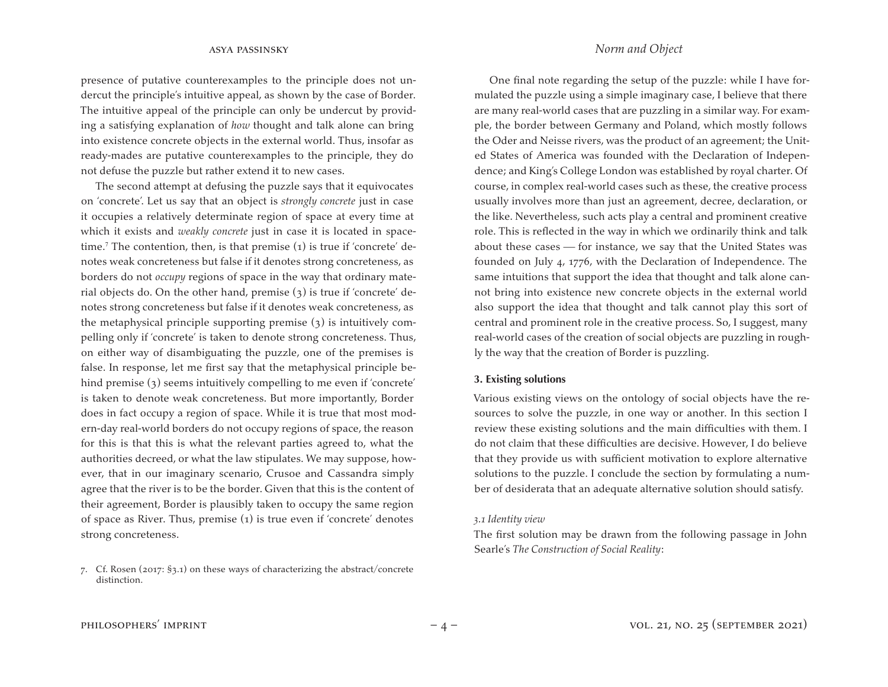presence of putative counterexamples to the principle does not undercut the principle's intuitive appeal, as shown by the case of Border. The intuitive appeal of the principle can only be undercut by providing a satisfying explanation of *how* thought and talk alone can bring into existence concrete objects in the external world. Thus, insofar as ready-mades are putative counterexamples to the principle, they do not defuse the puzzle but rather extend it to new cases.

The second attempt at defusing the puzzle says that it equivocates on 'concrete'. Let us say that an object is *strongly concrete* just in case it occupies a relatively determinate region of space at every time at which it exists and *weakly concrete* just in case it is located in spacetime.[7] The contention, then, is that premise (1) is true if 'concrete' denotes weak concreteness but false if it denotes strong concreteness, as borders do not *occupy* regions of space in the way that ordinary material objects do. On the other hand, premise (3) is true if 'concrete' denotes strong concreteness but false if it denotes weak concreteness, as the metaphysical principle supporting premise (3) is intuitively compelling only if 'concrete' is taken to denote strong concreteness. Thus, on either way of disambiguating the puzzle, one of the premises is false. In response, let me first say that the metaphysical principle behind premise (3) seems intuitively compelling to me even if 'concrete' is taken to denote weak concreteness. But more importantly, Border does in fact occupy a region of space. While it is true that most modern-day real-world borders do not occupy regions of space, the reason for this is that this is what the relevant parties agreed to, what the authorities decreed, or what the law stipulates. We may suppose, however, that in our imaginary scenario, Crusoe and Cassandra simply agree that the river is to be the border. Given that this is the content of their agreement, Border is plausibly taken to occupy the same region of space as River. Thus, premise (1) is true even if 'concrete' denotes strong concreteness.

One final note regarding the setup of the puzzle: while I have formulated the puzzle using a simple imaginary case, I believe that there are many real-world cases that are puzzling in a similar way. For example, the border between Germany and Poland, which mostly follows the Oder and Neisse rivers, was the product of an agreement; the United States of America was founded with the Declaration of Independence; and King's College London was established by royal charter. Of course, in complex real-world cases such as these, the creative process usually involves more than just an agreement, decree, declaration, or the like. Nevertheless, such acts play a central and prominent creative role. This is reflected in the way in which we ordinarily think and talk about these cases — for instance, we say that the United States was founded on July 4, 1776, with the Declaration of Independence. The same intuitions that support the idea that thought and talk alone cannot bring into existence new concrete objects in the external world also support the idea that thought and talk cannot play this sort of central and prominent role in the creative process. So, I suggest, many real-world cases of the creation of social objects are puzzling in roughly the way that the creation of Border is puzzling.

## 3. Existing solutions

Various existing views on the ontology of social objects have the resources to solve the puzzle, in one way or another. In this section I review these existing solutions and the main difficulties with them. I do not claim that these difficulties are decisive. However, I do believe that they provide us with sufficient motivation to explore alternative solutions to the puzzle. I conclude the section by formulating a number of desiderata that an adequate alternative solution should satisfy.

### *3.1 Identity view*

The first solution may be drawn from the following passage in John Searle's *The Construction of Social Reality*:

7. Cf. Rosen (2017: §3.1) on these ways of characterizing the abstract/concrete distinction.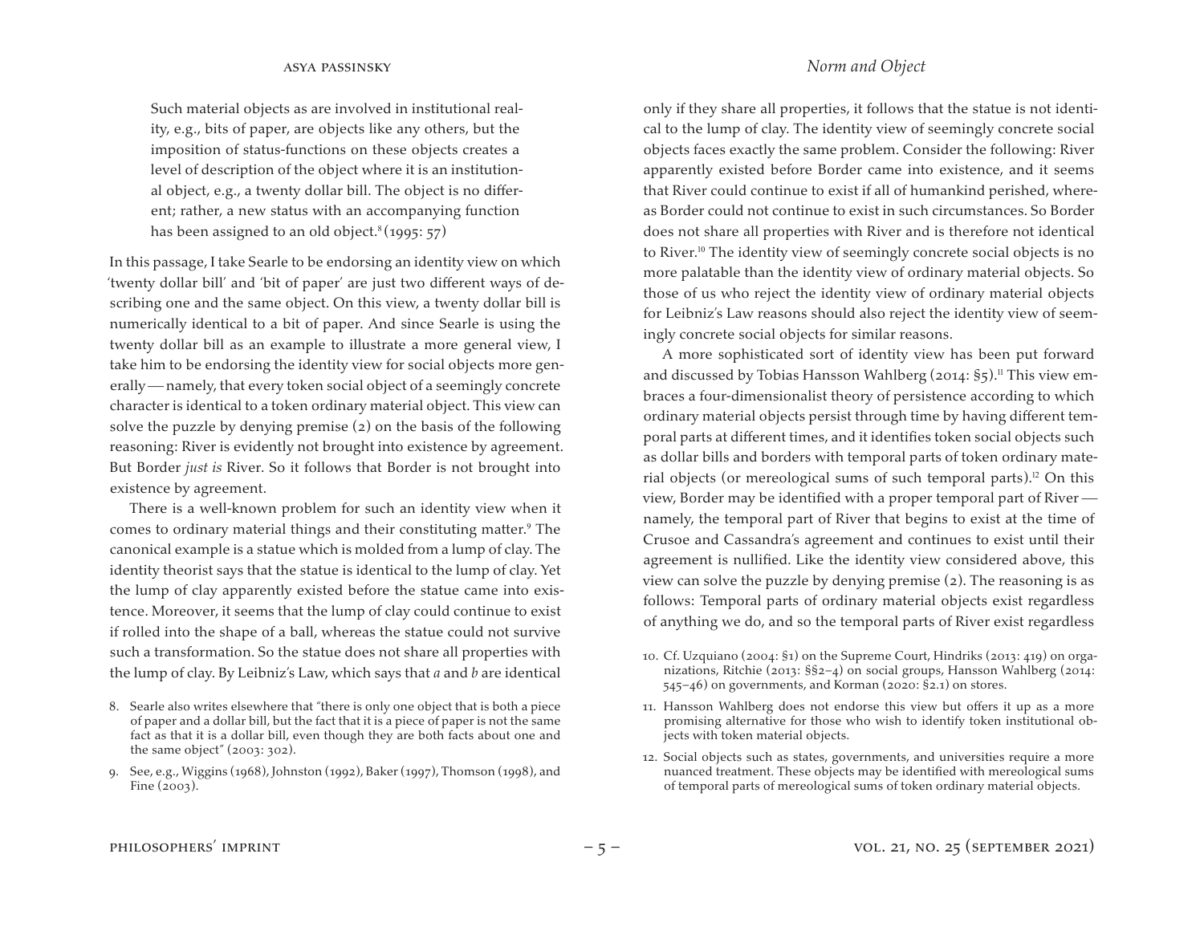> Such material objects as are involved in institutional reality, e.g., bits of paper, are objects like any others, but the imposition of status-functions on these objects creates a level of description of the object where it is an institutional object, e.g., a twenty dollar bill. The object is no different; rather, a new status with an accompanying function has been assigned to an old object.[8] (1995: 57)

In this passage, I take Searle to be endorsing an identity view on which 'twenty dollar bill' and 'bit of paper' are just two different ways of describing one and the same object. On this view, a twenty dollar bill is numerically identical to a bit of paper. And since Searle is using the twenty dollar bill as an example to illustrate a more general view, I take him to be endorsing the identity view for social objects more generally — namely, that every token social object of a seemingly concrete character is identical to a token ordinary material object. This view can solve the puzzle by denying premise (2) on the basis of the following reasoning: River is evidently not brought into existence by agreement. But Border *just is* River. So it follows that Border is not brought into existence by agreement.

There is a well-known problem for such an identity view when it comes to ordinary material things and their constituting matter.[9] The canonical example is a statue which is molded from a lump of clay. The identity theorist says that the statue is identical to the lump of clay. Yet the lump of clay apparently existed before the statue came into existence. Moreover, it seems that the lump of clay could continue to exist if rolled into the shape of a ball, whereas the statue could not survive such a transformation. So the statue does not share all properties with the lump of clay. By Leibniz's Law, which says that *a* and *b* are identical only if they share all properties, it follows that the statue is not identical to the lump of clay. The identity view of seemingly concrete social objects faces exactly the same problem. Consider the following: River apparently existed before Border came into existence, and it seems that River could continue to exist if all of humankind perished, whereas Border could not continue to exist in such circumstances. So Border does not share all properties with River and is therefore not identical to River.[10] The identity view of seemingly concrete social objects is no more palatable than the identity view of ordinary material objects. So those of us who reject the identity view of ordinary material objects for Leibniz's Law reasons should also reject the identity view of seemingly concrete social objects for similar reasons.

A more sophisticated sort of identity view has been put forward and discussed by Tobias Hansson Wahlberg (2014: §5).[11] This view embraces a four-dimensionalist theory of persistence according to which ordinary material objects persist through time by having different temporal parts at different times, and it identifies token social objects such as dollar bills and borders with temporal parts of token ordinary material objects (or mereological sums of such temporal parts).[12] On this view, Border may be identified with a proper temporal part of River — namely, the temporal part of River that begins to exist at the time of Crusoe and Cassandra's agreement and continues to exist until their agreement is nullified. Like the identity view considered above, this view can solve the puzzle by denying premise (2). The reasoning is as follows: Temporal parts of ordinary material objects exist regardless of anything we do, and so the temporal parts of River exist regardless

8. Searle also writes elsewhere that "there is only one object that is both a piece of paper and a dollar bill, but the fact that it is a piece of paper is not the same fact as that it is a dollar bill, even though they are both facts about one and the same object" (2003: 302).

9. See, e.g., Wiggins (1968), Johnston (1992), Baker (1997), Thomson (1998), and Fine (2003).

10. Cf. Uzquiano (2004: §1) on the Supreme Court, Hindriks (2013: 419) on organizations, Ritchie (2013: §§2–4) on social groups, Hansson Wahlberg (2014: 545–46) on governments, and Korman (2020: §2.1) on stores.

11. Hansson Wahlberg does not endorse this view but offers it up as a more promising alternative for those who wish to identify token institutional objects with token material objects.

12. Social objects such as states, governments, and universities require a more nuanced treatment. These objects may be identified with mereological sums of temporal parts of mereological sums of token ordinary material objects.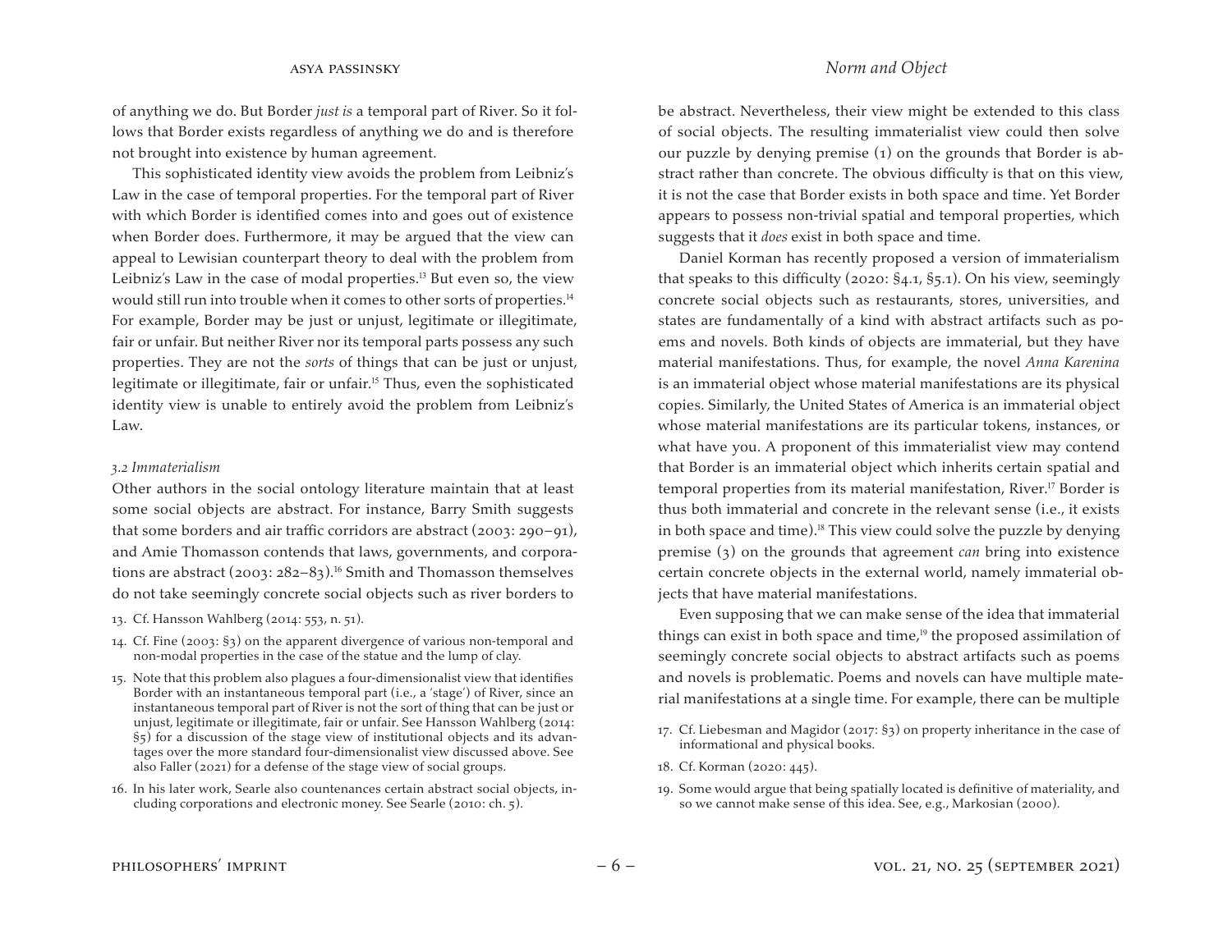of anything we do. But Border *just is* a temporal part of River. So it follows that Border exists regardless of anything we do and is therefore not brought into existence by human agreement.

This sophisticated identity view avoids the problem from Leibniz's Law in the case of temporal properties. For the temporal part of River with which Border is identified comes into and goes out of existence when Border does. Furthermore, it may be argued that the view can appeal to Lewisian counterpart theory to deal with the problem from Leibniz's Law in the case of modal properties.[13] But even so, the view would still run into trouble when it comes to other sorts of properties.[14] For example, Border may be just or unjust, legitimate or illegitimate, fair or unfair. But neither River nor its temporal parts possess any such properties. They are not the *sorts* of things that can be just or unjust, legitimate or illegitimate, fair or unfair.[15] Thus, even the sophisticated identity view is unable to entirely avoid the problem from Leibniz's Law.

### *3.2 Immaterialism*

Other authors in the social ontology literature maintain that at least some social objects are abstract. For instance, Barry Smith suggests that some borders and air traffic corridors are abstract (2003: 290–91), and Amie Thomasson contends that laws, governments, and corporations are abstract (2003: 282–83).[16] Smith and Thomasson themselves do not take seemingly concrete social objects such as river borders to be abstract. Nevertheless, their view might be extended to this class of social objects. The resulting immaterialist view could then solve our puzzle by denying premise (1) on the grounds that Border is abstract rather than concrete. The obvious difficulty is that on this view, it is not the case that Border exists in both space and time. Yet Border appears to possess non-trivial spatial and temporal properties, which suggests that it *does* exist in both space and time.

Daniel Korman has recently proposed a version of immaterialism that speaks to this difficulty (2020: §4.1, §5.1). On his view, seemingly concrete social objects such as restaurants, stores, universities, and states are fundamentally of a kind with abstract artifacts such as poems and novels. Both kinds of objects are immaterial, but they have material manifestations. Thus, for example, the novel *Anna Karenina* is an immaterial object whose material manifestations are its physical copies. Similarly, the United States of America is an immaterial object whose material manifestations are its particular tokens, instances, or what have you. A proponent of this immaterialist view may contend that Border is an immaterial object which inherits certain spatial and temporal properties from its material manifestation, River.[17] Border is thus both immaterial and concrete in the relevant sense (i.e., it exists in both space and time).[18] This view could solve the puzzle by denying premise (3) on the grounds that agreement *can* bring into existence certain concrete objects in the external world, namely immaterial objects that have material manifestations.

Even supposing that we can make sense of the idea that immaterial things can exist in both space and time,[19] the proposed assimilation of seemingly concrete social objects to abstract artifacts such as poems and novels is problematic. Poems and novels can have multiple material manifestations at a single time. For example, there can be multiple

13. Cf. Hansson Wahlberg (2014: 553, n. 51).

14. Cf. Fine (2003: §3) on the apparent divergence of various non-temporal and non-modal properties in the case of the statue and the lump of clay.

15. Note that this problem also plagues a four-dimensionalist view that identifies Border with an instantaneous temporal part (i.e., a 'stage') of River, since an instantaneous temporal part of River is not the sort of thing that can be just or unjust, legitimate or illegitimate, fair or unfair. See Hansson Wahlberg (2014: §5) for a discussion of the stage view of institutional objects and its advantages over the more standard four-dimensionalist view discussed above. See also Faller (2021) for a defense of the stage view of social groups.

16. In his later work, Searle also countenances certain abstract social objects, including corporations and electronic money. See Searle (2010: ch. 5).

17. Cf. Liebesman and Magidor (2017: §3) on property inheritance in the case of informational and physical books.

18. Cf. Korman (2020: 445).

19. Some would argue that being spatially located is definitive of materiality, and so we cannot make sense of this idea. See, e.g., Markosian (2000).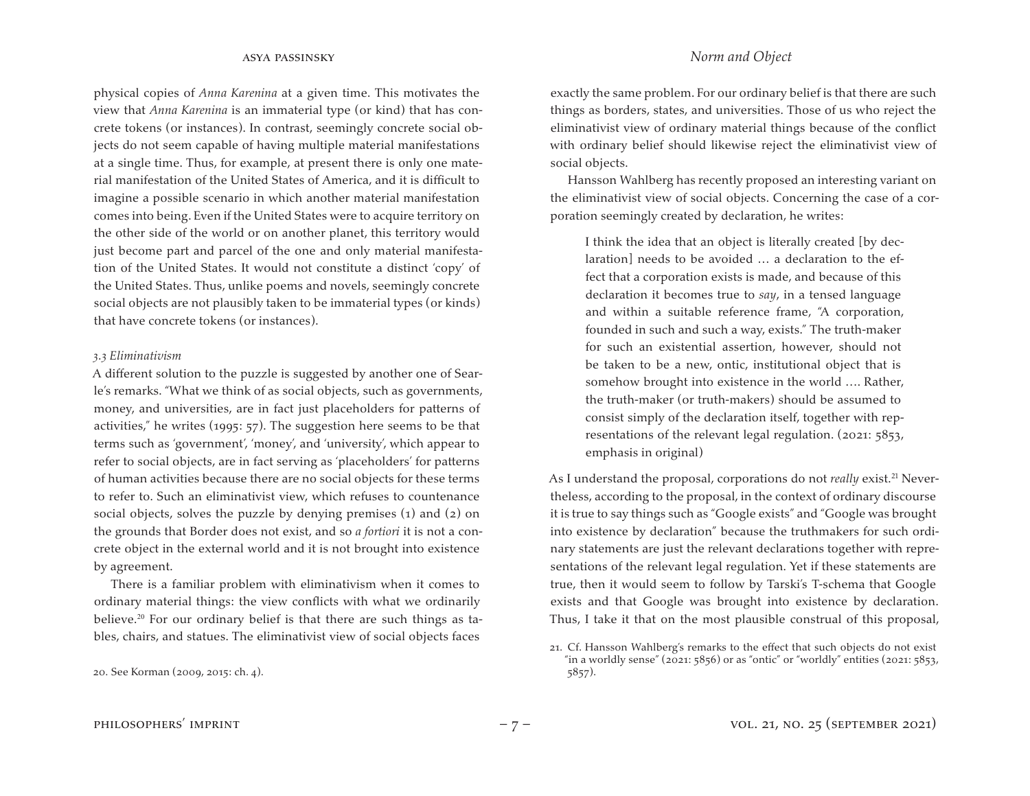physical copies of *Anna Karenina* at a given time. This motivates the view that *Anna Karenina* is an immaterial type (or kind) that has concrete tokens (or instances). In contrast, seemingly concrete social objects do not seem capable of having multiple material manifestations at a single time. Thus, for example, at present there is only one material manifestation of the United States of America, and it is difficult to imagine a possible scenario in which another material manifestation comes into being. Even if the United States were to acquire territory on the other side of the world or on another planet, this territory would just become part and parcel of the one and only material manifestation of the United States. It would not constitute a distinct 'copy' of the United States. Thus, unlike poems and novels, seemingly concrete social objects are not plausibly taken to be immaterial types (or kinds) that have concrete tokens (or instances).

### *3.3 Eliminativism*

A different solution to the puzzle is suggested by another one of Searle's remarks. "What we think of as social objects, such as governments, money, and universities, are in fact just placeholders for patterns of activities," he writes (1995: 57). The suggestion here seems to be that terms such as 'government', 'money', and 'university', which appear to refer to social objects, are in fact serving as 'placeholders' for patterns of human activities because there are no social objects for these terms to refer to. Such an eliminativist view, which refuses to countenance social objects, solves the puzzle by denying premises (1) and (2) on the grounds that Border does not exist, and so *a fortiori* it is not a concrete object in the external world and it is not brought into existence by agreement.

There is a familiar problem with eliminativism when it comes to ordinary material things: the view conflicts with what we ordinarily believe.[20] For our ordinary belief is that there are such things as tables, chairs, and statues. The eliminativist view of social objects faces exactly the same problem. For our ordinary belief is that there are such things as borders, states, and universities. Those of us who reject the eliminativist view of ordinary material things because of the conflict with ordinary belief should likewise reject the eliminativist view of social objects.

Hansson Wahlberg has recently proposed an interesting variant on the eliminativist view of social objects. Concerning the case of a corporation seemingly created by declaration, he writes:

> I think the idea that an object is literally created [by declaration] needs to be avoided … a declaration to the effect that a corporation exists is made, and because of this declaration it becomes true to *say*, in a tensed language and within a suitable reference frame, "A corporation, founded in such and such a way, exists." The truth-maker for such an existential assertion, however, should not be taken to be a new, ontic, institutional object that is somehow brought into existence in the world …. Rather, the truth-maker (or truth-makers) should be assumed to consist simply of the declaration itself, together with representations of the relevant legal regulation. (2021: 5853, emphasis in original)

As I understand the proposal, corporations do not *really* exist.[21] Nevertheless, according to the proposal, in the context of ordinary discourse it is true to say things such as "Google exists" and "Google was brought into existence by declaration" because the truthmakers for such ordinary statements are just the relevant declarations together with representations of the relevant legal regulation. Yet if these statements are true, then it would seem to follow by Tarski's T-schema that Google exists and that Google was brought into existence by declaration. Thus, I take it that on the most plausible construal of this proposal,

20. See Korman (2009, 2015: ch. 4).

21. Cf. Hansson Wahlberg's remarks to the effect that such objects do not exist "in a worldly sense" (2021: 5856) or as "ontic" or "worldly" entities (2021: 5853, 5857).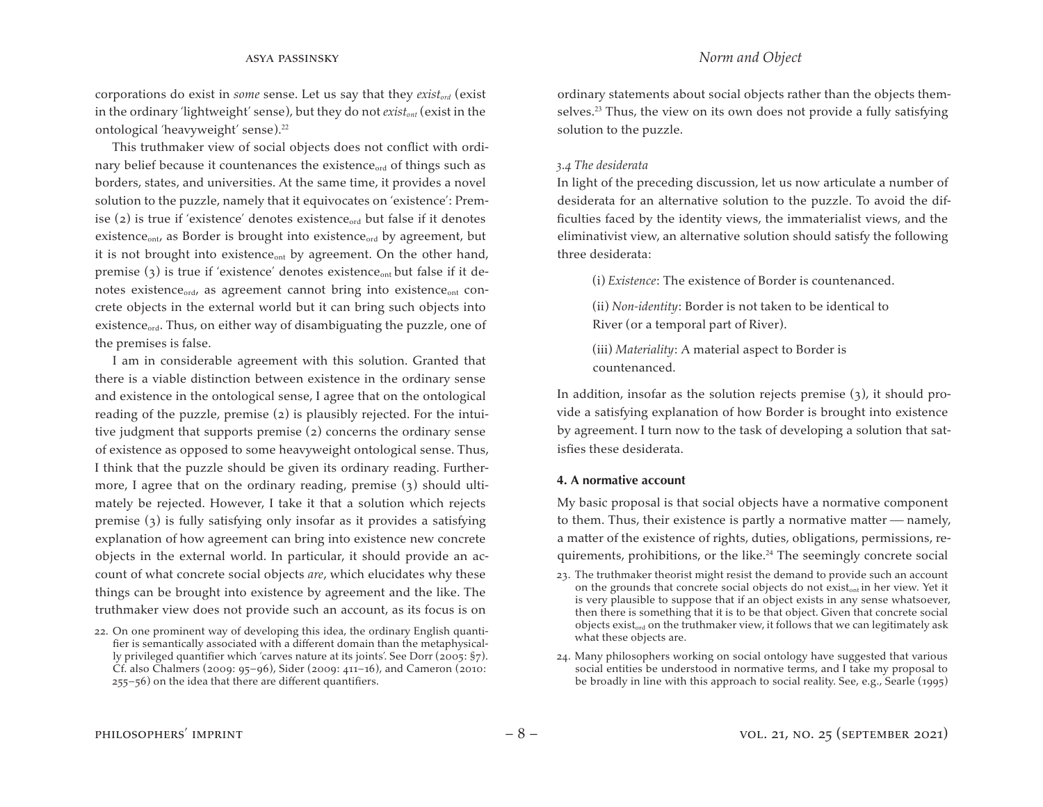corporations do exist in *some* sense. Let us say that they *exist*$_{ord}$ (exist in the ordinary 'lightweight' sense), but they do not *exist*$_{ont}$ (exist in the ontological 'heavyweight' sense).[22]

This truthmaker view of social objects does not conflict with ordinary belief because it countenances the existence$_{ord}$ of things such as borders, states, and universities. At the same time, it provides a novel solution to the puzzle, namely that it equivocates on 'existence': Premise (2) is true if 'existence' denotes existence$_{ord}$ but false if it denotes existence$_{ont}$, as Border is brought into existence$_{ord}$ by agreement, but it is not brought into existence$_{ont}$ by agreement. On the other hand, premise (3) is true if 'existence' denotes existence$_{ont}$ but false if it denotes existence$_{ord}$, as agreement cannot bring into existence$_{ont}$ concrete objects in the external world but it can bring such objects into existence$_{ord}$. Thus, on either way of disambiguating the puzzle, one of the premises is false.

I am in considerable agreement with this solution. Granted that there is a viable distinction between existence in the ordinary sense and existence in the ontological sense, I agree that on the ontological reading of the puzzle, premise (2) is plausibly rejected. For the intuitive judgment that supports premise (2) concerns the ordinary sense of existence as opposed to some heavyweight ontological sense. Thus, I think that the puzzle should be given its ordinary reading. Furthermore, I agree that on the ordinary reading, premise (3) should ultimately be rejected. However, I take it that a solution which rejects premise (3) is fully satisfying only insofar as it provides a satisfying explanation of how agreement can bring into existence new concrete objects in the external world. In particular, it should provide an account of what concrete social objects *are*, which elucidates why these things can be brought into existence by agreement and the like. The truthmaker view does not provide such an account, as its focus is on ordinary statements about social objects rather than the objects themselves.[23] Thus, the view on its own does not provide a fully satisfying solution to the puzzle.

### *3.4 The desiderata*

In light of the preceding discussion, let us now articulate a number of desiderata for an alternative solution to the puzzle. To avoid the difficulties faced by the identity views, the immaterialist views, and the eliminativist view, an alternative solution should satisfy the following three desiderata:

(i) *Existence*: The existence of Border is countenanced.

(ii) *Non-identity*: Border is not taken to be identical to River (or a temporal part of River).

(iii) *Materiality*: A material aspect to Border is countenanced.

In addition, insofar as the solution rejects premise (3), it should provide a satisfying explanation of how Border is brought into existence by agreement. I turn now to the task of developing a solution that satisfies these desiderata.

## 4. A normative account

My basic proposal is that social objects have a normative component to them. Thus, their existence is partly a normative matter — namely, a matter of the existence of rights, duties, obligations, permissions, requirements, prohibitions, or the like.[24] The seemingly concrete social

22. On one prominent way of developing this idea, the ordinary English quantifier is semantically associated with a different domain than the metaphysically privileged quantifier which 'carves nature at its joints'. See Dorr (2005: §7). Cf. also Chalmers (2009: 95–96), Sider (2009: 411–16), and Cameron (2010: 255–56) on the idea that there are different quantifiers.

23. The truthmaker theorist might resist the demand to provide such an account on the grounds that concrete social objects do not exist$_{ont}$ in her view. Yet it is very plausible to suppose that if an object exists in any sense whatsoever, then there is something that it is to be that object. Given that concrete social objects exist$_{ord}$ on the truthmaker view, it follows that we can legitimately ask what these objects are.

24. Many philosophers working on social ontology have suggested that various social entities be understood in normative terms, and I take my proposal to be broadly in line with this approach to social reality. See, e.g., Searle (1995)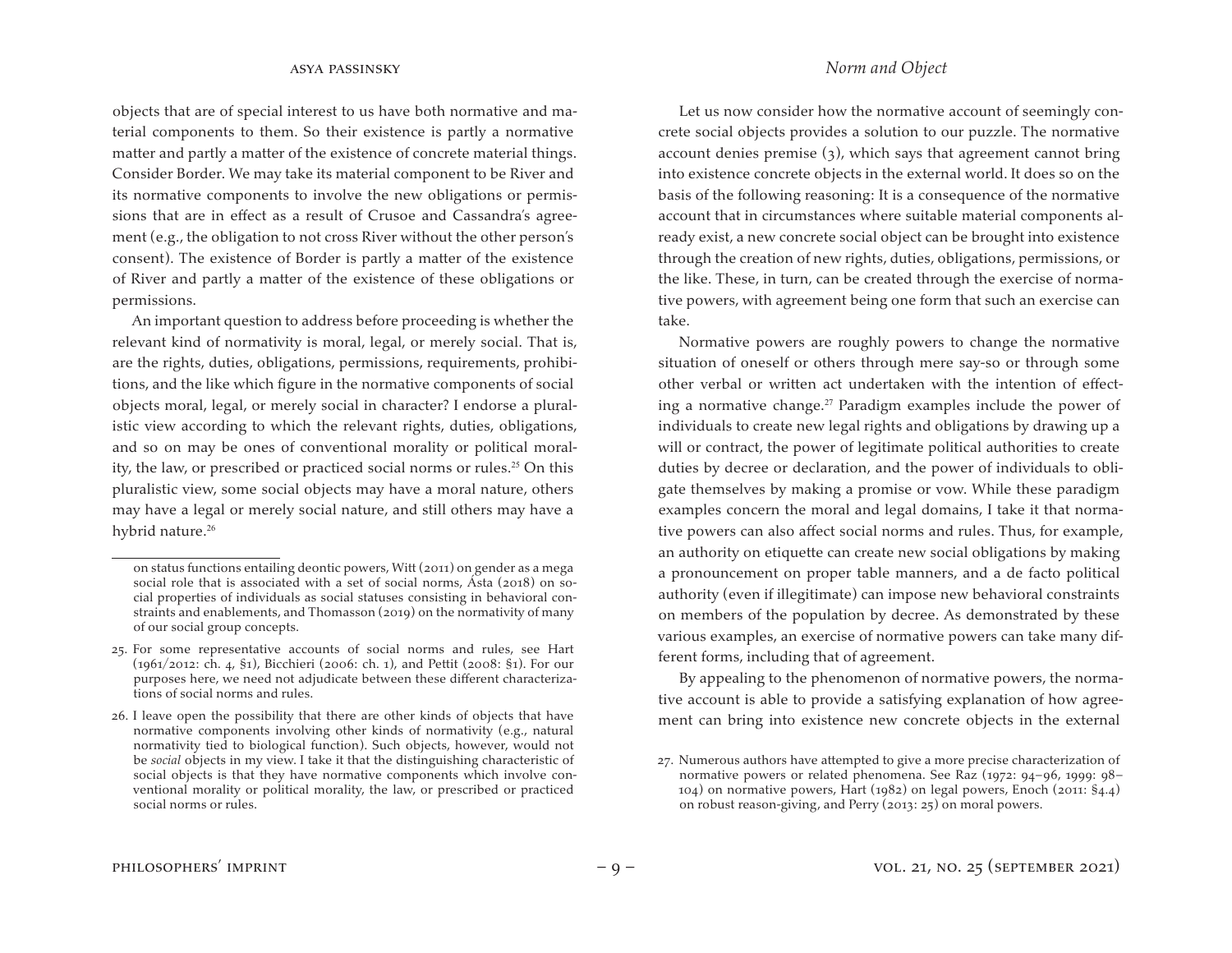objects that are of special interest to us have both normative and material components to them. So their existence is partly a normative matter and partly a matter of the existence of concrete material things. Consider Border. We may take its material component to be River and its normative components to involve the new obligations or permissions that are in effect as a result of Crusoe and Cassandra's agreement (e.g., the obligation to not cross River without the other person's consent). The existence of Border is partly a matter of the existence of River and partly a matter of the existence of these obligations or permissions.

An important question to address before proceeding is whether the relevant kind of normativity is moral, legal, or merely social. That is, are the rights, duties, obligations, permissions, requirements, prohibitions, and the like which figure in the normative components of social objects moral, legal, or merely social in character? I endorse a pluralistic view according to which the relevant rights, duties, obligations, and so on may be ones of conventional morality or political morality, the law, or prescribed or practiced social norms or rules.[25] On this pluralistic view, some social objects may have a moral nature, others may have a legal or merely social nature, and still others may have a hybrid nature.[26]

Let us now consider how the normative account of seemingly concrete social objects provides a solution to our puzzle. The normative account denies premise (3), which says that agreement cannot bring into existence concrete objects in the external world. It does so on the basis of the following reasoning: It is a consequence of the normative account that in circumstances where suitable material components already exist, a new concrete social object can be brought into existence through the creation of new rights, duties, obligations, permissions, or the like. These, in turn, can be created through the exercise of normative powers, with agreement being one form that such an exercise can take.

Normative powers are roughly powers to change the normative situation of oneself or others through mere say-so or through some other verbal or written act undertaken with the intention of effecting a normative change.[27] Paradigm examples include the power of individuals to create new legal rights and obligations by drawing up a will or contract, the power of legitimate political authorities to create duties by decree or declaration, and the power of individuals to obligate themselves by making a promise or vow. While these paradigm examples concern the moral and legal domains, I take it that normative powers can also affect social norms and rules. Thus, for example, an authority on etiquette can create new social obligations by making a pronouncement on proper table manners, and a de facto political authority (even if illegitimate) can impose new behavioral constraints on members of the population by decree. As demonstrated by these various examples, an exercise of normative powers can take many different forms, including that of agreement.

By appealing to the phenomenon of normative powers, the normative account is able to provide a satisfying explanation of how agreement can bring into existence new concrete objects in the external

---

on status functions entailing deontic powers, Witt (2011) on gender as a mega social role that is associated with a set of social norms, Ásta (2018) on social properties of individuals as social statuses consisting in behavioral constraints and enablements, and Thomasson (2019) on the normativity of many of our social group concepts.

25. For some representative accounts of social norms and rules, see Hart (1961/2012: ch. 4, §1), Bicchieri (2006: ch. 1), and Pettit (2008: §1). For our purposes here, we need not adjudicate between these different characterizations of social norms and rules.

26. I leave open the possibility that there are other kinds of objects that have normative components involving other kinds of normativity (e.g., natural normativity tied to biological function). Such objects, however, would not be *social* objects in my view. I take it that the distinguishing characteristic of social objects is that they have normative components which involve conventional morality or political morality, the law, or prescribed or practiced social norms or rules.

27. Numerous authors have attempted to give a more precise characterization of normative powers or related phenomena. See Raz (1972: 94–96, 1999: 98–104) on normative powers, Hart (1982) on legal powers, Enoch (2011: §4.4) on robust reason-giving, and Perry (2013: 25) on moral powers.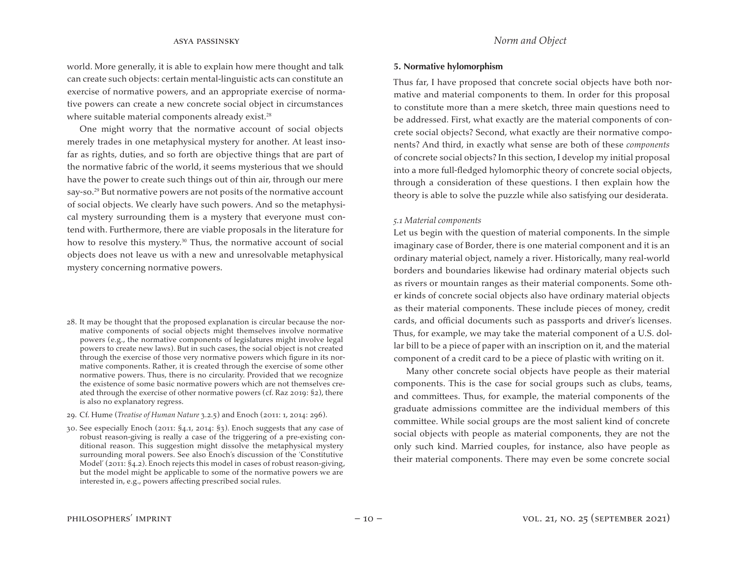world. More generally, it is able to explain how mere thought and talk can create such objects: certain mental-linguistic acts can constitute an exercise of normative powers, and an appropriate exercise of normative powers can create a new concrete social object in circumstances where suitable material components already exist.[28]

One might worry that the normative account of social objects merely trades in one metaphysical mystery for another. At least insofar as rights, duties, and so forth are objective things that are part of the normative fabric of the world, it seems mysterious that we should have the power to create such things out of thin air, through our mere say-so.[29] But normative powers are not posits of the normative account of social objects. We clearly have such powers. And so the metaphysical mystery surrounding them is a mystery that everyone must contend with. Furthermore, there are viable proposals in the literature for how to resolve this mystery.[30] Thus, the normative account of social objects does not leave us with a new and unresolvable metaphysical mystery concerning normative powers.

28. It may be thought that the proposed explanation is circular because the normative components of social objects might themselves involve normative powers (e.g., the normative components of legislatures might involve legal powers to create new laws). But in such cases, the social object is not created through the exercise of those very normative powers which figure in its normative components. Rather, it is created through the exercise of some other normative powers. Thus, there is no circularity. Provided that we recognize the existence of some basic normative powers which are not themselves created through the exercise of other normative powers (cf. Raz 2019: §2), there is also no explanatory regress.

29. Cf. Hume (*Treatise of Human Nature* 3.2.5) and Enoch (2011: 1, 2014: 296).

30. See especially Enoch (2011: §4.1, 2014: §3). Enoch suggests that any case of robust reason-giving is really a case of the triggering of a pre-existing conditional reason. This suggestion might dissolve the metaphysical mystery surrounding moral powers. See also Enoch's discussion of the 'Constitutive Model' (2011: §4.2). Enoch rejects this model in cases of robust reason-giving, but the model might be applicable to some of the normative powers we are interested in, e.g., powers affecting prescribed social rules.

## 5. Normative hylomorphism

Thus far, I have proposed that concrete social objects have both normative and material components to them. In order for this proposal to constitute more than a mere sketch, three main questions need to be addressed. First, what exactly are the material components of concrete social objects? Second, what exactly are their normative components? And third, in exactly what sense are both of these *components* of concrete social objects? In this section, I develop my initial proposal into a more full-fledged hylomorphic theory of concrete social objects, through a consideration of these questions. I then explain how the theory is able to solve the puzzle while also satisfying our desiderata.

### *5.1 Material components*

Let us begin with the question of material components. In the simple imaginary case of Border, there is one material component and it is an ordinary material object, namely a river. Historically, many real-world borders and boundaries likewise had ordinary material objects such as rivers or mountain ranges as their material components. Some other kinds of concrete social objects also have ordinary material objects as their material components. These include pieces of money, credit cards, and official documents such as passports and driver's licenses. Thus, for example, we may take the material component of a U.S. dollar bill to be a piece of paper with an inscription on it, and the material component of a credit card to be a piece of plastic with writing on it.

Many other concrete social objects have people as their material components. This is the case for social groups such as clubs, teams, and committees. Thus, for example, the material components of the graduate admissions committee are the individual members of this committee. While social groups are the most salient kind of concrete social objects with people as material components, they are not the only such kind. Married couples, for instance, also have people as their material components. There may even be some concrete social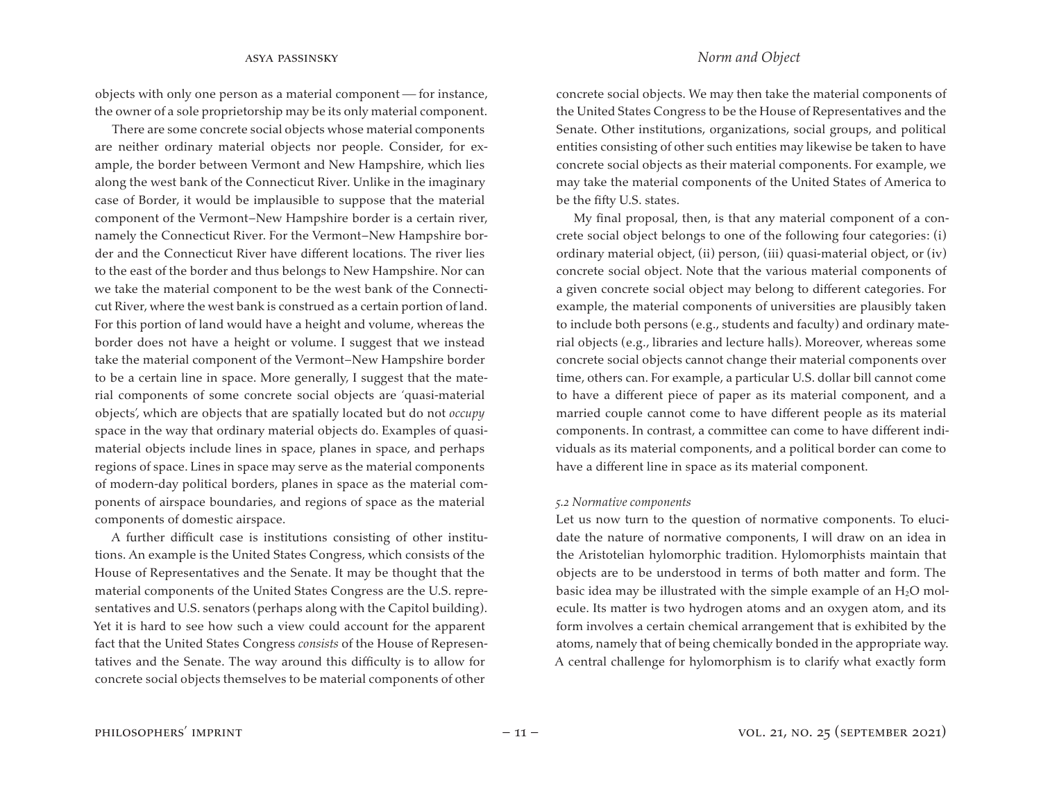objects with only one person as a material component — for instance, the owner of a sole proprietorship may be its only material component.

There are some concrete social objects whose material components are neither ordinary material objects nor people. Consider, for example, the border between Vermont and New Hampshire, which lies along the west bank of the Connecticut River. Unlike in the imaginary case of Border, it would be implausible to suppose that the material component of the Vermont–New Hampshire border is a certain river, namely the Connecticut River. For the Vermont–New Hampshire border and the Connecticut River have different locations. The river lies to the east of the border and thus belongs to New Hampshire. Nor can we take the material component to be the west bank of the Connecticut River, where the west bank is construed as a certain portion of land. For this portion of land would have a height and volume, whereas the border does not have a height or volume. I suggest that we instead take the material component of the Vermont–New Hampshire border to be a certain line in space. More generally, I suggest that the material components of some concrete social objects are 'quasi-material objects', which are objects that are spatially located but do not *occupy* space in the way that ordinary material objects do. Examples of quasi-material objects include lines in space, planes in space, and perhaps regions of space. Lines in space may serve as the material components of modern-day political borders, planes in space as the material components of airspace boundaries, and regions of space as the material components of domestic airspace.

A further difficult case is institutions consisting of other institutions. An example is the United States Congress, which consists of the House of Representatives and the Senate. It may be thought that the material components of the United States Congress are the U.S. representatives and U.S. senators (perhaps along with the Capitol building). Yet it is hard to see how such a view could account for the apparent fact that the United States Congress *consists* of the House of Representatives and the Senate. The way around this difficulty is to allow for concrete social objects themselves to be material components of other concrete social objects. We may then take the material components of the United States Congress to be the House of Representatives and the Senate. Other institutions, organizations, social groups, and political entities consisting of other such entities may likewise be taken to have concrete social objects as their material components. For example, we may take the material components of the United States of America to be the fifty U.S. states.

My final proposal, then, is that any material component of a concrete social object belongs to one of the following four categories: (i) ordinary material object, (ii) person, (iii) quasi-material object, or (iv) concrete social object. Note that the various material components of a given concrete social object may belong to different categories. For example, the material components of universities are plausibly taken to include both persons (e.g., students and faculty) and ordinary material objects (e.g., libraries and lecture halls). Moreover, whereas some concrete social objects cannot change their material components over time, others can. For example, a particular U.S. dollar bill cannot come to have a different piece of paper as its material component, and a married couple cannot come to have different people as its material components. In contrast, a committee can come to have different individuals as its material components, and a political border can come to have a different line in space as its material component.

### *5.2 Normative components*

Let us now turn to the question of normative components. To elucidate the nature of normative components, I will draw on an idea in the Aristotelian hylomorphic tradition. Hylomorphists maintain that objects are to be understood in terms of both matter and form. The basic idea may be illustrated with the simple example of an $H_2O$ molecule. Its matter is two hydrogen atoms and an oxygen atom, and its form involves a certain chemical arrangement that is exhibited by the atoms, namely that of being chemically bonded in the appropriate way. A central challenge for hylomorphism is to clarify what exactly form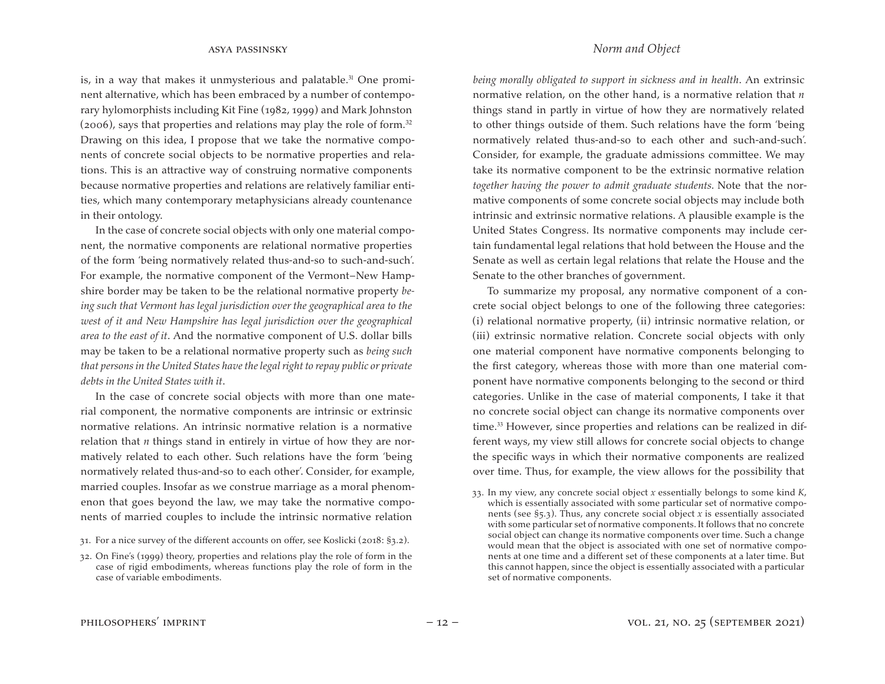is, in a way that makes it unmysterious and palatable.[31] One prominent alternative, which has been embraced by a number of contemporary hylomorphists including Kit Fine (1982, 1999) and Mark Johnston (2006), says that properties and relations may play the role of form.[32] Drawing on this idea, I propose that we take the normative components of concrete social objects to be normative properties and relations. This is an attractive way of construing normative components because normative properties and relations are relatively familiar entities, which many contemporary metaphysicians already countenance in their ontology.

In the case of concrete social objects with only one material component, the normative components are relational normative properties of the form 'being normatively related thus-and-so to such-and-such'. For example, the normative component of the Vermont–New Hampshire border may be taken to be the relational normative property *being such that Vermont has legal jurisdiction over the geographical area to the west of it and New Hampshire has legal jurisdiction over the geographical area to the east of it*. And the normative component of U.S. dollar bills may be taken to be a relational normative property such as *being such that persons in the United States have the legal right to repay public or private debts in the United States with it*.

In the case of concrete social objects with more than one material component, the normative components are intrinsic or extrinsic normative relations. An intrinsic normative relation is a normative relation that *n* things stand in entirely in virtue of how they are normatively related to each other. Such relations have the form 'being normatively related thus-and-so to each other'. Consider, for example, married couples. Insofar as we construe marriage as a moral phenomenon that goes beyond the law, we may take the normative components of married couples to include the intrinsic normative relation *being morally obligated to support in sickness and in health*. An extrinsic normative relation, on the other hand, is a normative relation that *n* things stand in partly in virtue of how they are normatively related to other things outside of them. Such relations have the form 'being normatively related thus-and-so to each other and such-and-such'. Consider, for example, the graduate admissions committee. We may take its normative component to be the extrinsic normative relation *together having the power to admit graduate students*. Note that the normative components of some concrete social objects may include both intrinsic and extrinsic normative relations. A plausible example is the United States Congress. Its normative components may include certain fundamental legal relations that hold between the House and the Senate as well as certain legal relations that relate the House and the Senate to the other branches of government.

To summarize my proposal, any normative component of a concrete social object belongs to one of the following three categories: (i) relational normative property, (ii) intrinsic normative relation, or (iii) extrinsic normative relation. Concrete social objects with only one material component have normative components belonging to the first category, whereas those with more than one material component have normative components belonging to the second or third categories. Unlike in the case of material components, I take it that no concrete social object can change its normative components over time.[33] However, since properties and relations can be realized in different ways, my view still allows for concrete social objects to change the specific ways in which their normative components are realized over time. Thus, for example, the view allows for the possibility that

---

31. For a nice survey of the different accounts on offer, see Koslicki (2018: §3.2).

32. On Fine's (1999) theory, properties and relations play the role of form in the case of rigid embodiments, whereas functions play the role of form in the case of variable embodiments.

33. In my view, any concrete social object *x* essentially belongs to some kind *K*, which is essentially associated with some particular set of normative components (see §5.3). Thus, any concrete social object *x* is essentially associated with some particular set of normative components. It follows that no concrete social object can change its normative components over time. Such a change would mean that the object is associated with one set of normative components at one time and a different set of these components at a later time. But this cannot happen, since the object is essentially associated with a particular set of normative components.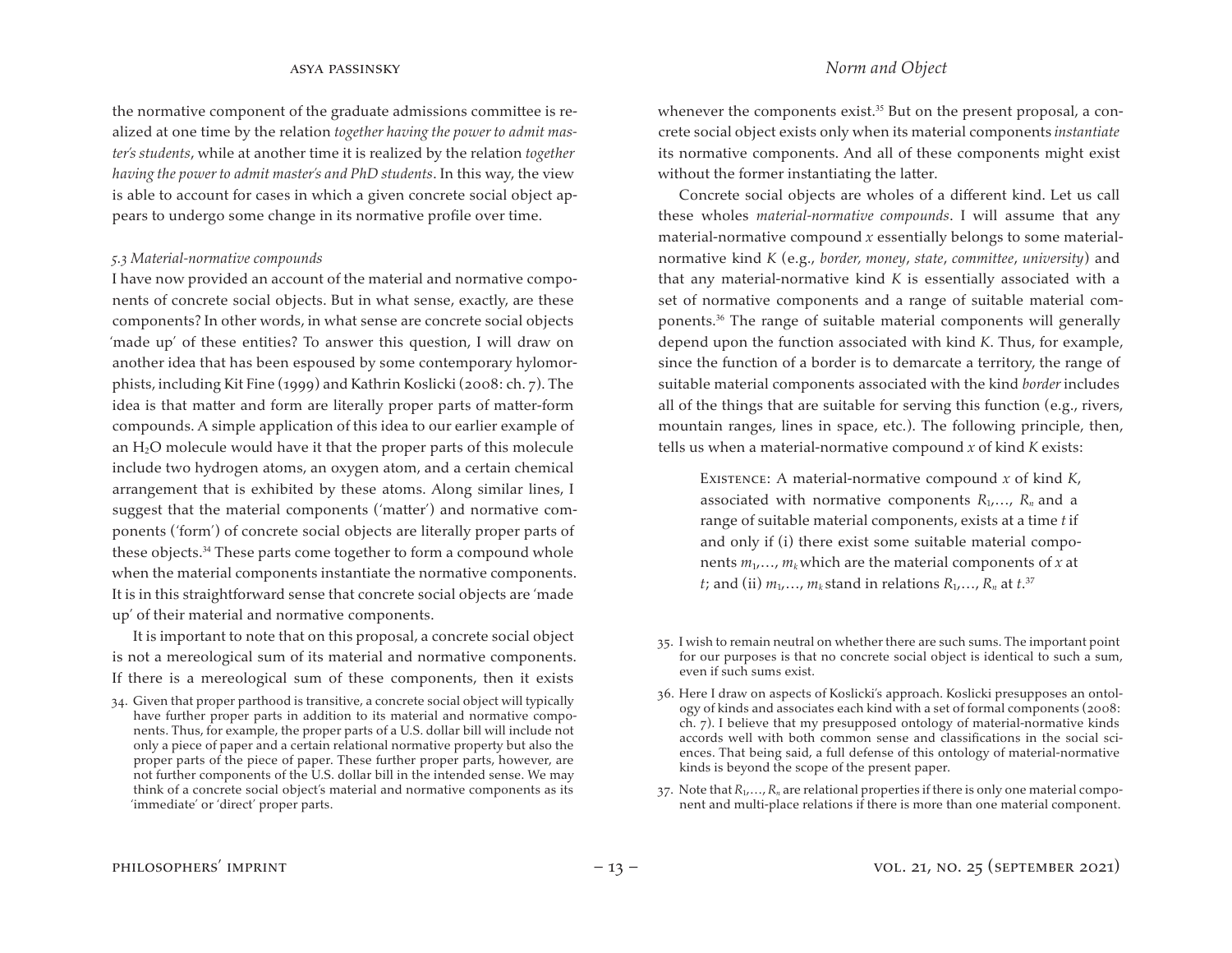the normative component of the graduate admissions committee is realized at one time by the relation *together having the power to admit master's students*, while at another time it is realized by the relation *together having the power to admit master's and PhD students*. In this way, the view is able to account for cases in which a given concrete social object appears to undergo some change in its normative profile over time.

### *5.3 Material-normative compounds*

I have now provided an account of the material and normative components of concrete social objects. But in what sense, exactly, are these components? In other words, in what sense are concrete social objects 'made up' of these entities? To answer this question, I will draw on another idea that has been espoused by some contemporary hylomorphists, including Kit Fine (1999) and Kathrin Koslicki (2008: ch. 7). The idea is that matter and form are literally proper parts of matter-form compounds. A simple application of this idea to our earlier example of an $H_2O$ molecule would have it that the proper parts of this molecule include two hydrogen atoms, an oxygen atom, and a certain chemical arrangement that is exhibited by these atoms. Along similar lines, I suggest that the material components ('matter') and normative components ('form') of concrete social objects are literally proper parts of these objects.[34] These parts come together to form a compound whole when the material components instantiate the normative components. It is in this straightforward sense that concrete social objects are 'made up' of their material and normative components.

It is important to note that on this proposal, a concrete social object is not a mereological sum of its material and normative components. If there is a mereological sum of these components, then it exists whenever the components exist.[35] But on the present proposal, a concrete social object exists only when its material components *instantiate* its normative components. And all of these components might exist without the former instantiating the latter.

Concrete social objects are wholes of a different kind. Let us call these wholes *material-normative compounds*. I will assume that any material-normative compound $x$ essentially belongs to some material-normative kind $K$ (e.g., *border*, *money*, *state*, *committee*, *university*) and that any material-normative kind $K$ is essentially associated with a set of normative components and a range of suitable material components.[36] The range of suitable material components will generally depend upon the function associated with kind $K$. Thus, for example, since the function of a border is to demarcate a territory, the range of suitable material components associated with the kind *border* includes all of the things that are suitable for serving this function (e.g., rivers, mountain ranges, lines in space, etc.). The following principle, then, tells us when a material-normative compound $x$ of kind $K$ exists:

> Existence: A material-normative compound $x$ of kind $K$, associated with normative components $R_1,\ldots, R_n$ and a range of suitable material components, exists at a time $t$ if and only if (i) there exist some suitable material components $m_1,\ldots, m_k$ which are the material components of $x$ at $t$; and (ii) $m_1,\ldots, m_k$ stand in relations $R_1,\ldots, R_n$ at $t$.[37]

34. Given that proper parthood is transitive, a concrete social object will typically have further proper parts in addition to its material and normative components. Thus, for example, the proper parts of a U.S. dollar bill will include not only a piece of paper and a certain relational normative property but also the proper parts of the piece of paper. These further proper parts, however, are not further components of the U.S. dollar bill in the intended sense. We may think of a concrete social object's material and normative components as its 'immediate' or 'direct' proper parts.

35. I wish to remain neutral on whether there are such sums. The important point for our purposes is that no concrete social object is identical to such a sum, even if such sums exist.

36. Here I draw on aspects of Koslicki's approach. Koslicki presupposes an ontology of kinds and associates each kind with a set of formal components (2008: ch. 7). I believe that my presupposed ontology of material-normative kinds accords well with both common sense and classifications in the social sciences. That being said, a full defense of this ontology of material-normative kinds is beyond the scope of the present paper.

37. Note that $R_1,\ldots, R_n$ are relational properties if there is only one material component and multi-place relations if there is more than one material component.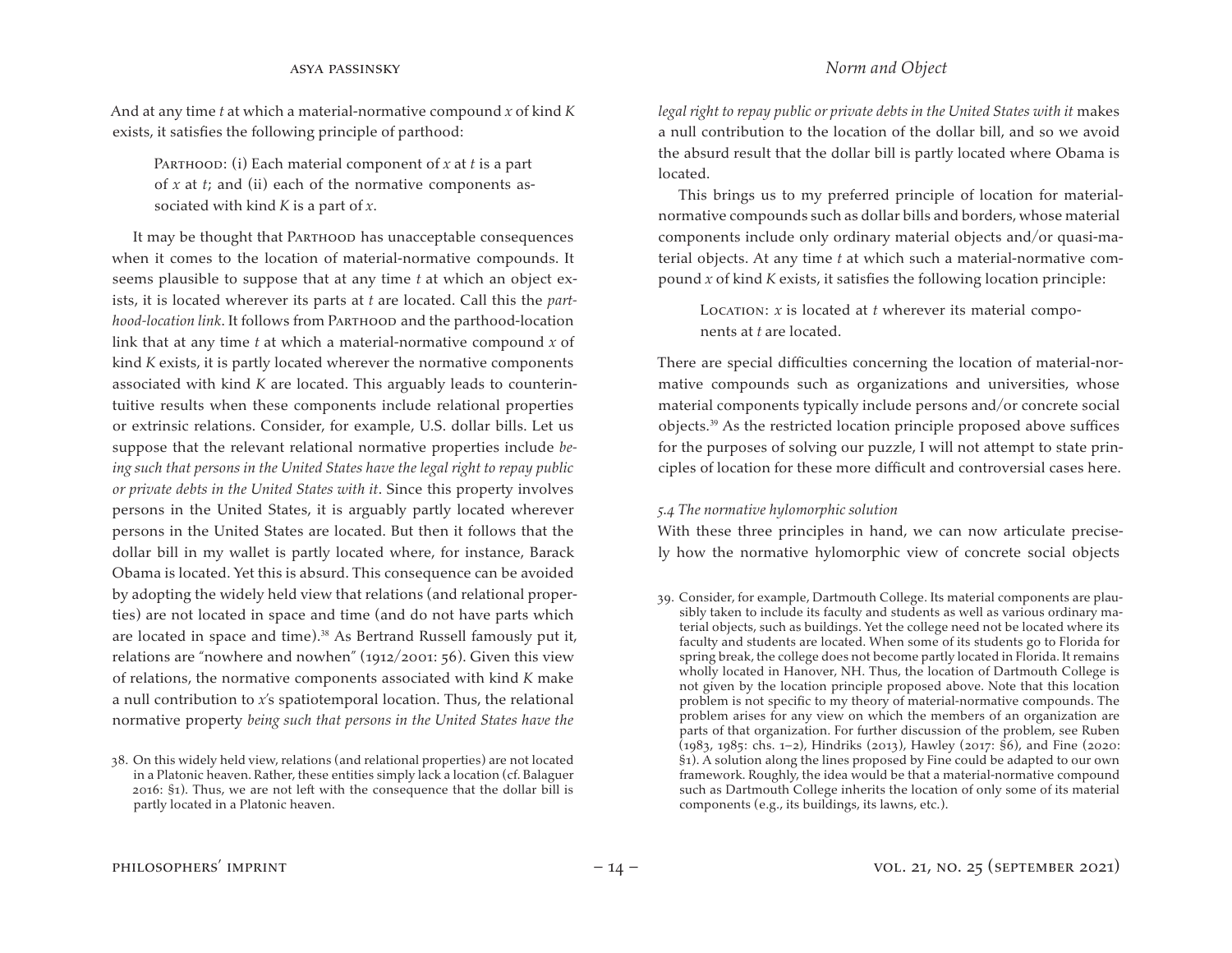And at any time *t* at which a material-normative compound *x* of kind *K* exists, it satisfies the following principle of parthood:

> Parthood: (i) Each material component of *x* at *t* is a part of *x* at *t*; and (ii) each of the normative components associated with kind *K* is a part of *x*.

It may be thought that Parthood has unacceptable consequences when it comes to the location of material-normative compounds. It seems plausible to suppose that at any time *t* at which an object exists, it is located wherever its parts at *t* are located. Call this the *parthood-location link*. It follows from Parthood and the parthood-location link that at any time *t* at which a material-normative compound *x* of kind *K* exists, it is partly located wherever the normative components associated with kind *K* are located. This arguably leads to counterintuitive results when these components include relational properties or extrinsic relations. Consider, for example, U.S. dollar bills. Let us suppose that the relevant relational normative properties include *being such that persons in the United States have the legal right to repay public or private debts in the United States with it*. Since this property involves persons in the United States, it is arguably partly located wherever persons in the United States are located. But then it follows that the dollar bill in my wallet is partly located where, for instance, Barack Obama is located. Yet this is absurd. This consequence can be avoided by adopting the widely held view that relations (and relational properties) are not located in space and time (and do not have parts which are located in space and time).[38] As Bertrand Russell famously put it, relations are "nowhere and nowhen" (1912/2001: 56). Given this view of relations, the normative components associated with kind *K* make a null contribution to *x*'s spatiotemporal location. Thus, the relational normative property *being such that persons in the United States have the legal right to repay public or private debts in the United States with it* makes a null contribution to the location of the dollar bill, and so we avoid the absurd result that the dollar bill is partly located where Obama is located.

This brings us to my preferred principle of location for material-normative compounds such as dollar bills and borders, whose material components include only ordinary material objects and/or quasi-material objects. At any time *t* at which such a material-normative compound *x* of kind *K* exists, it satisfies the following location principle:

> Location: *x* is located at *t* wherever its material components at *t* are located.

There are special difficulties concerning the location of material-normative compounds such as organizations and universities, whose material components typically include persons and/or concrete social objects.[39] As the restricted location principle proposed above suffices for the purposes of solving our puzzle, I will not attempt to state principles of location for these more difficult and controversial cases here.

*5.4 The normative hylomorphic solution*

With these three principles in hand, we can now articulate precisely how the normative hylomorphic view of concrete social objects

38. On this widely held view, relations (and relational properties) are not located in a Platonic heaven. Rather, these entities simply lack a location (cf. Balaguer 2016: §1). Thus, we are not left with the consequence that the dollar bill is partly located in a Platonic heaven.

39. Consider, for example, Dartmouth College. Its material components are plausibly taken to include its faculty and students as well as various ordinary material objects, such as buildings. Yet the college need not be located where its faculty and students are located. When some of its students go to Florida for spring break, the college does not become partly located in Florida. It remains wholly located in Hanover, NH. Thus, the location of Dartmouth College is not given by the location principle proposed above. Note that this location problem is not specific to my theory of material-normative compounds. The problem arises for any view on which the members of an organization are parts of that organization. For further discussion of the problem, see Ruben (1983, 1985: chs. 1–2), Hindriks (2013), Hawley (2017: §6), and Fine (2020: §1). A solution along the lines proposed by Fine could be adapted to our own framework. Roughly, the idea would be that a material-normative compound such as Dartmouth College inherits the location of only some of its material components (e.g., its buildings, its lawns, etc.).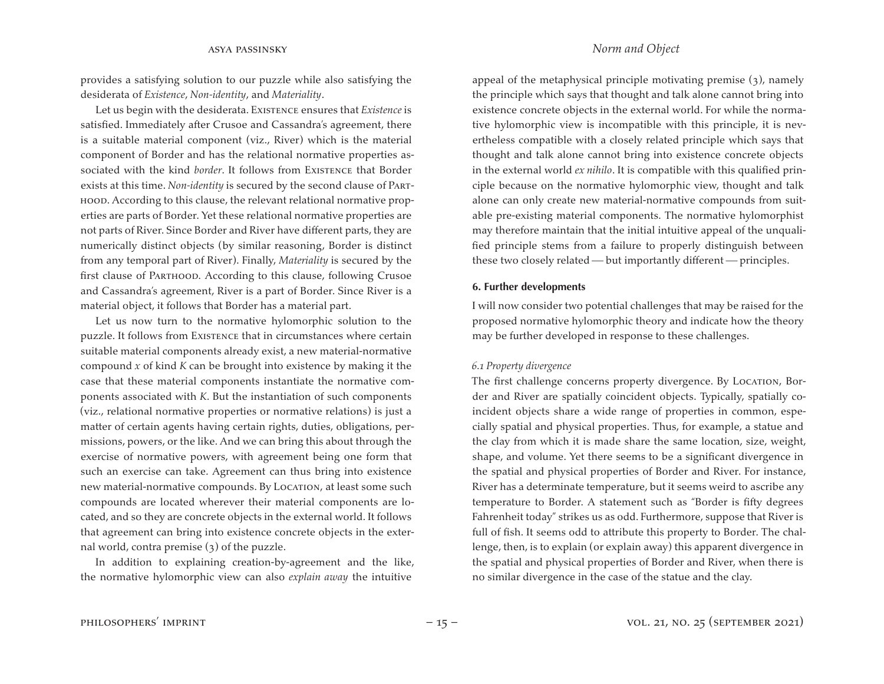provides a satisfying solution to our puzzle while also satisfying the desiderata of *Existence*, *Non-identity*, and *Materiality*.

Let us begin with the desiderata. Existence ensures that *Existence* is satisfied. Immediately after Crusoe and Cassandra's agreement, there is a suitable material component (viz., River) which is the material component of Border and has the relational normative properties associated with the kind *border*. It follows from Existence that Border exists at this time. *Non-identity* is secured by the second clause of Parthood. According to this clause, the relevant relational normative properties are parts of Border. Yet these relational normative properties are not parts of River. Since Border and River have different parts, they are numerically distinct objects (by similar reasoning, Border is distinct from any temporal part of River). Finally, *Materiality* is secured by the first clause of Parthood. According to this clause, following Crusoe and Cassandra's agreement, River is a part of Border. Since River is a material object, it follows that Border has a material part.

Let us now turn to the normative hylomorphic solution to the puzzle. It follows from Existence that in circumstances where certain suitable material components already exist, a new material-normative compound $x$ of kind $K$ can be brought into existence by making it the case that these material components instantiate the normative components associated with $K$. But the instantiation of such components (viz., relational normative properties or normative relations) is just a matter of certain agents having certain rights, duties, obligations, permissions, powers, or the like. And we can bring this about through the exercise of normative powers, with agreement being one form that such an exercise can take. Agreement can thus bring into existence new material-normative compounds. By Location, at least some such compounds are located wherever their material components are located, and so they are concrete objects in the external world. It follows that agreement can bring into existence concrete objects in the external world, contra premise (3) of the puzzle.

In addition to explaining creation-by-agreement and the like, the normative hylomorphic view can also *explain away* the intuitive appeal of the metaphysical principle motivating premise (3), namely the principle which says that thought and talk alone cannot bring into existence concrete objects in the external world. For while the normative hylomorphic view is incompatible with this principle, it is nevertheless compatible with a closely related principle which says that thought and talk alone cannot bring into existence concrete objects in the external world *ex nihilo*. It is compatible with this qualified principle because on the normative hylomorphic view, thought and talk alone can only create new material-normative compounds from suitable pre-existing material components. The normative hylomorphist may therefore maintain that the initial intuitive appeal of the unqualified principle stems from a failure to properly distinguish between these two closely related — but importantly different — principles.

## 6. Further developments

I will now consider two potential challenges that may be raised for the proposed normative hylomorphic theory and indicate how the theory may be further developed in response to these challenges.

### *6.1 Property divergence*

The first challenge concerns property divergence. By Location, Border and River are spatially coincident objects. Typically, spatially coincident objects share a wide range of properties in common, especially spatial and physical properties. Thus, for example, a statue and the clay from which it is made share the same location, size, weight, shape, and volume. Yet there seems to be a significant divergence in the spatial and physical properties of Border and River. For instance, River has a determinate temperature, but it seems weird to ascribe any temperature to Border. A statement such as "Border is fifty degrees Fahrenheit today" strikes us as odd. Furthermore, suppose that River is full of fish. It seems odd to attribute this property to Border. The challenge, then, is to explain (or explain away) this apparent divergence in the spatial and physical properties of Border and River, when there is no similar divergence in the case of the statue and the clay.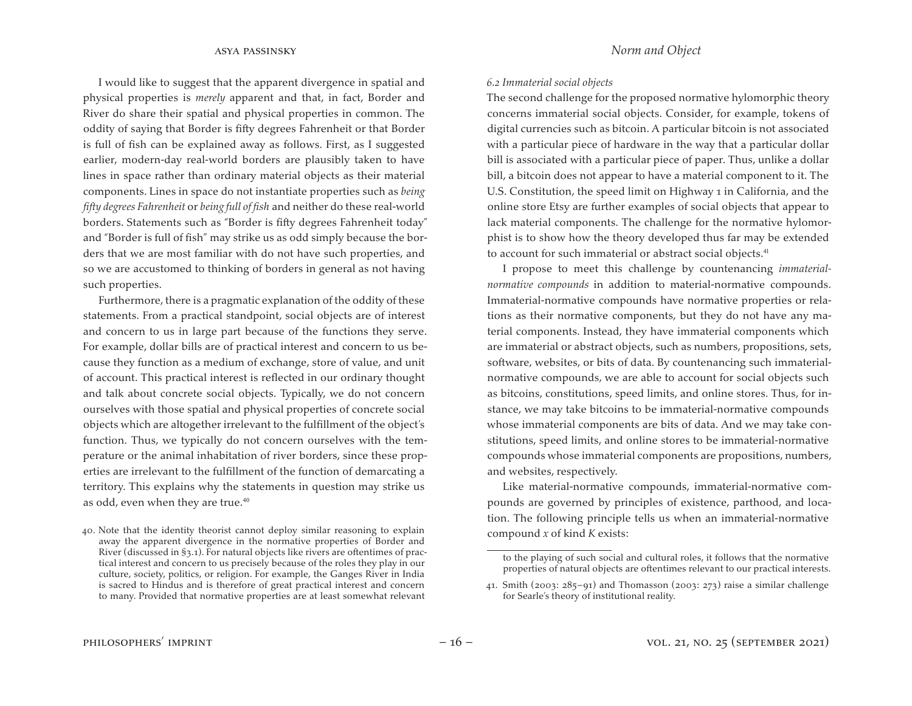I would like to suggest that the apparent divergence in spatial and physical properties is *merely* apparent and that, in fact, Border and River do share their spatial and physical properties in common. The oddity of saying that Border is fifty degrees Fahrenheit or that Border is full of fish can be explained away as follows. First, as I suggested earlier, modern-day real-world borders are plausibly taken to have lines in space rather than ordinary material objects as their material components. Lines in space do not instantiate properties such as *being fifty degrees Fahrenheit* or *being full of fish* and neither do these real-world borders. Statements such as "Border is fifty degrees Fahrenheit today" and "Border is full of fish" may strike us as odd simply because the borders that we are most familiar with do not have such properties, and so we are accustomed to thinking of borders in general as not having such properties.

Furthermore, there is a pragmatic explanation of the oddity of these statements. From a practical standpoint, social objects are of interest and concern to us in large part because of the functions they serve. For example, dollar bills are of practical interest and concern to us because they function as a medium of exchange, store of value, and unit of account. This practical interest is reflected in our ordinary thought and talk about concrete social objects. Typically, we do not concern ourselves with those spatial and physical properties of concrete social objects which are altogether irrelevant to the fulfillment of the object's function. Thus, we typically do not concern ourselves with the temperature or the animal inhabitation of river borders, since these properties are irrelevant to the fulfillment of the function of demarcating a territory. This explains why the statements in question may strike us as odd, even when they are true.[40]

### *6.2 Immaterial social objects*

The second challenge for the proposed normative hylomorphic theory concerns immaterial social objects. Consider, for example, tokens of digital currencies such as bitcoin. A particular bitcoin is not associated with a particular piece of hardware in the way that a particular dollar bill is associated with a particular piece of paper. Thus, unlike a dollar bill, a bitcoin does not appear to have a material component to it. The U.S. Constitution, the speed limit on Highway 1 in California, and the online store Etsy are further examples of social objects that appear to lack material components. The challenge for the normative hylomorphist is to show how the theory developed thus far may be extended to account for such immaterial or abstract social objects.[41]

I propose to meet this challenge by countenancing *immaterial-normative compounds* in addition to material-normative compounds. Immaterial-normative compounds have normative properties or relations as their normative components, but they do not have any material components. Instead, they have immaterial components which are immaterial or abstract objects, such as numbers, propositions, sets, software, websites, or bits of data. By countenancing such immaterial-normative compounds, we are able to account for social objects such as bitcoins, constitutions, speed limits, and online stores. Thus, for instance, we may take bitcoins to be immaterial-normative compounds whose immaterial components are bits of data. And we may take constitutions, speed limits, and online stores to be immaterial-normative compounds whose immaterial components are propositions, numbers, and websites, respectively.

Like material-normative compounds, immaterial-normative compounds are governed by principles of existence, parthood, and location. The following principle tells us when an immaterial-normative compound *x* of kind *K* exists:

---

40. Note that the identity theorist cannot deploy similar reasoning to explain away the apparent divergence in the normative properties of Border and River (discussed in §3.1). For natural objects like rivers are oftentimes of practical interest and concern to us precisely because of the roles they play in our culture, society, politics, or religion. For example, the Ganges River in India is sacred to Hindus and is therefore of great practical interest and concern to many. Provided that normative properties are at least somewhat relevant to the playing of such social and cultural roles, it follows that the normative properties of natural objects are oftentimes relevant to our practical interests.

41. Smith (2003: 285–91) and Thomasson (2003: 273) raise a similar challenge for Searle's theory of institutional reality.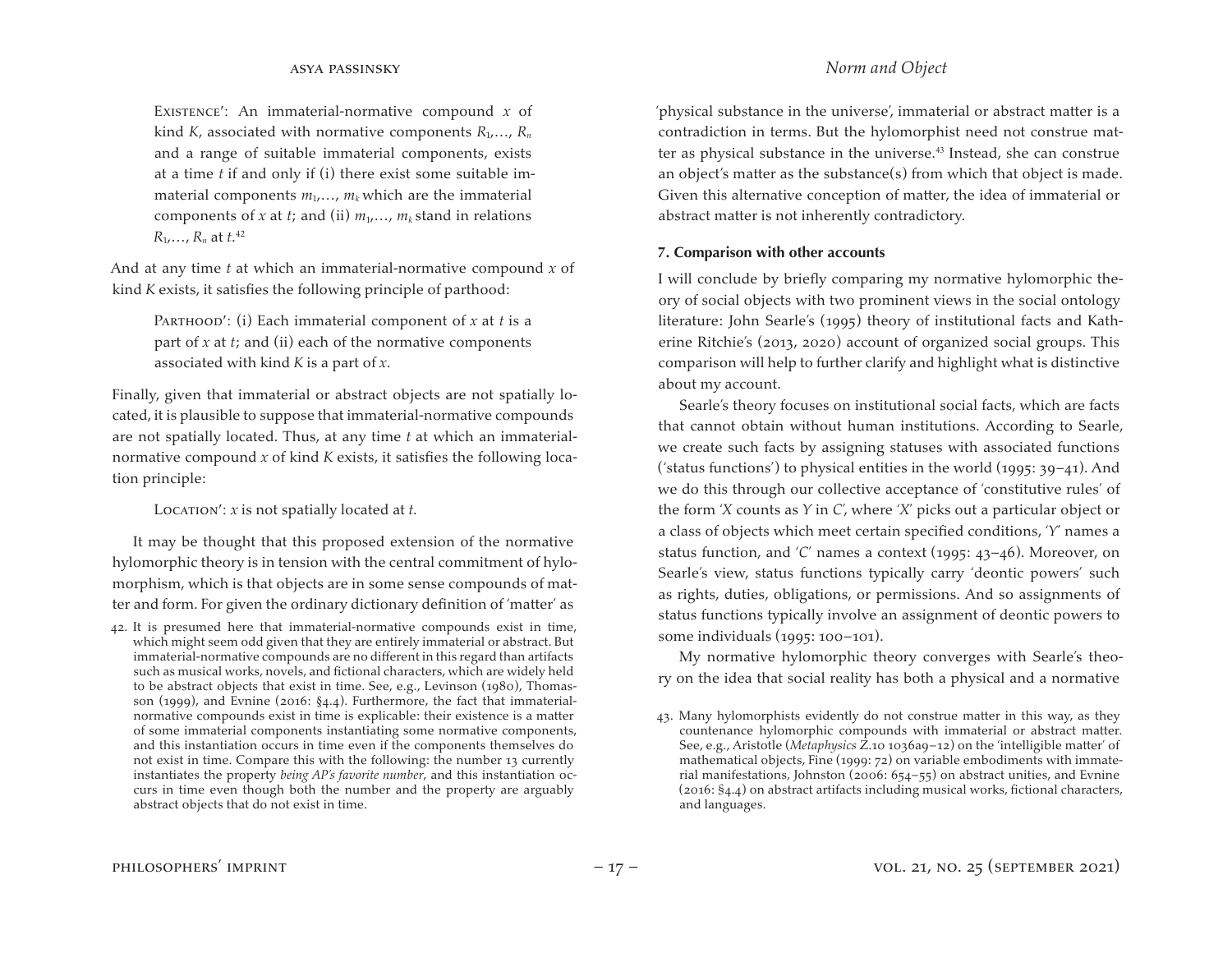Existence′: An immaterial-normative compound $x$ of kind $K$, associated with normative components $R_1,\ldots, R_n$ and a range of suitable immaterial components, exists at a time $t$ if and only if (i) there exist some suitable immaterial components $m_1,\ldots, m_k$ which are the immaterial components of $x$ at $t$; and (ii) $m_1,\ldots, m_k$ stand in relations $R_1,\ldots, R_n$ at $t$.[42]

And at any time $t$ at which an immaterial-normative compound $x$ of kind $K$ exists, it satisfies the following principle of parthood:

Parthood′: (i) Each immaterial component of $x$ at $t$ is a part of $x$ at $t$; and (ii) each of the normative components associated with kind $K$ is a part of $x$.

Finally, given that immaterial or abstract objects are not spatially located, it is plausible to suppose that immaterial-normative compounds are not spatially located. Thus, at any time $t$ at which an immaterial-normative compound $x$ of kind $K$ exists, it satisfies the following location principle:

Location′: $x$ is not spatially located at $t$.

It may be thought that this proposed extension of the normative hylomorphic theory is in tension with the central commitment of hylomorphism, which is that objects are in some sense compounds of matter and form. For given the ordinary dictionary definition of 'matter' as 'physical substance in the universe', immaterial or abstract matter is a contradiction in terms. But the hylomorphist need not construe matter as physical substance in the universe.[43] Instead, she can construe an object's matter as the substance(s) from which that object is made. Given this alternative conception of matter, the idea of immaterial or abstract matter is not inherently contradictory.

## 7. Comparison with other accounts

I will conclude by briefly comparing my normative hylomorphic theory of social objects with two prominent views in the social ontology literature: John Searle's (1995) theory of institutional facts and Katherine Ritchie's (2013, 2020) account of organized social groups. This comparison will help to further clarify and highlight what is distinctive about my account.

Searle's theory focuses on institutional social facts, which are facts that cannot obtain without human institutions. According to Searle, we create such facts by assigning statuses with associated functions ('status functions') to physical entities in the world (1995: 39–41). And we do this through our collective acceptance of 'constitutive rules' of the form '*X* counts as *Y* in *C*', where '*X*' picks out a particular object or a class of objects which meet certain specified conditions, '*Y*' names a status function, and '*C*' names a context (1995: 43–46). Moreover, on Searle's view, status functions typically carry 'deontic powers' such as rights, duties, obligations, or permissions. And so assignments of status functions typically involve an assignment of deontic powers to some individuals (1995: 100–101).

My normative hylomorphic theory converges with Searle's theory on the idea that social reality has both a physical and a normative

---

42. It is presumed here that immaterial-normative compounds exist in time, which might seem odd given that they are entirely immaterial or abstract. But immaterial-normative compounds are no different in this regard than artifacts such as musical works, novels, and fictional characters, which are widely held to be abstract objects that exist in time. See, e.g., Levinson (1980), Thomasson (1999), and Evnine (2016: §4.4). Furthermore, the fact that immaterial-normative compounds exist in time is explicable: their existence is a matter of some immaterial components instantiating some normative components, and this instantiation occurs in time even if the components themselves do not exist in time. Compare this with the following: the number 13 currently instantiates the property *being AP's favorite number*, and this instantiation occurs in time even though both the number and the property are arguably abstract objects that do not exist in time.

43. Many hylomorphists evidently do not construe matter in this way, as they countenance hylomorphic compounds with immaterial or abstract matter. See, e.g., Aristotle (*Metaphysics* Z.10 1036a9–12) on the 'intelligible matter' of mathematical objects, Fine (1999: 72) on variable embodiments with immaterial manifestations, Johnston (2006: 654–55) on abstract unities, and Evnine (2016: §4.4) on abstract artifacts including musical works, fictional characters, and languages.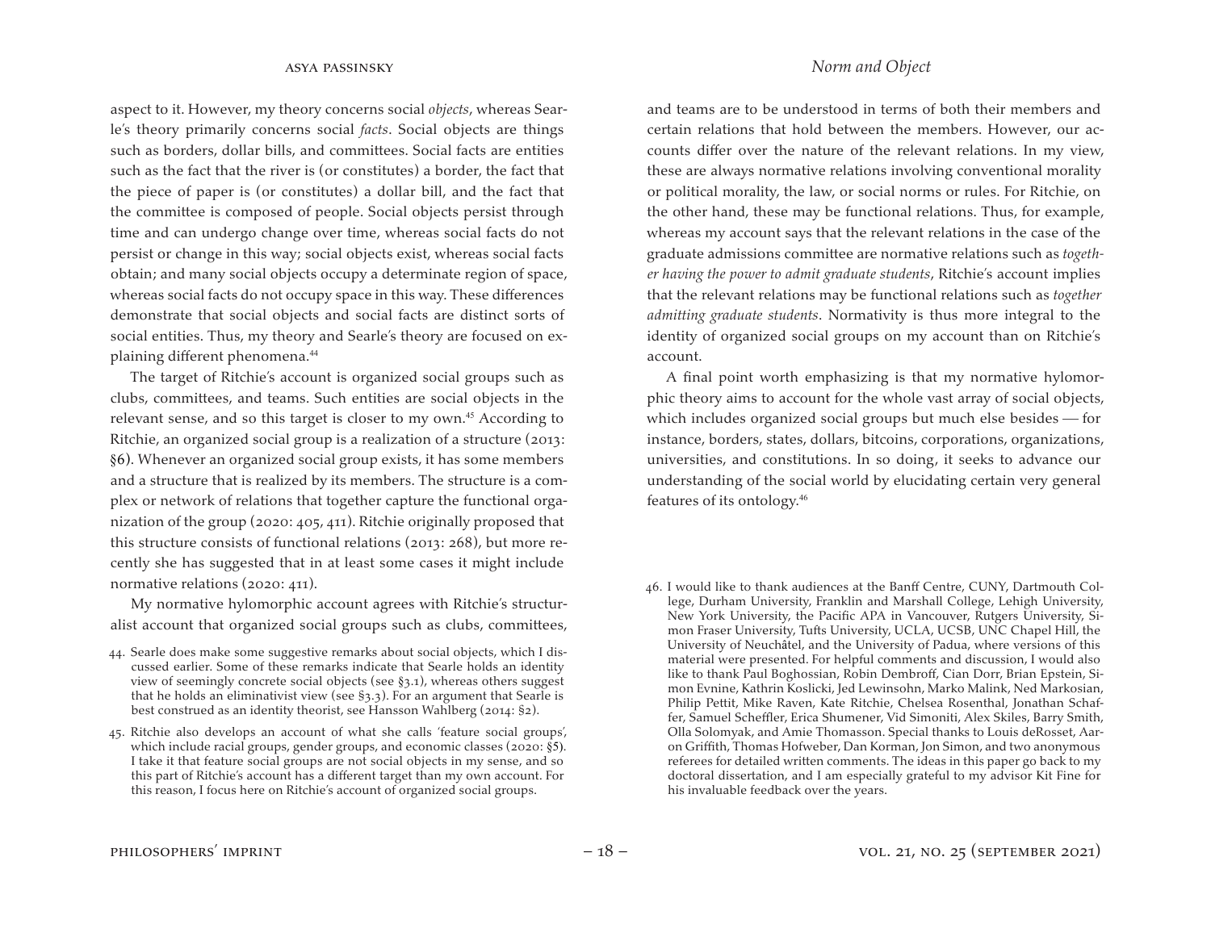aspect to it. However, my theory concerns social *objects*, whereas Searle's theory primarily concerns social *facts*. Social objects are things such as borders, dollar bills, and committees. Social facts are entities such as the fact that the river is (or constitutes) a border, the fact that the piece of paper is (or constitutes) a dollar bill, and the fact that the committee is composed of people. Social objects persist through time and can undergo change over time, whereas social facts do not persist or change in this way; social objects exist, whereas social facts obtain; and many social objects occupy a determinate region of space, whereas social facts do not occupy space in this way. These differences demonstrate that social objects and social facts are distinct sorts of social entities. Thus, my theory and Searle's theory are focused on explaining different phenomena.[44]

The target of Ritchie's account is organized social groups such as clubs, committees, and teams. Such entities are social objects in the relevant sense, and so this target is closer to my own.[45] According to Ritchie, an organized social group is a realization of a structure (2013: §6). Whenever an organized social group exists, it has some members and a structure that is realized by its members. The structure is a complex or network of relations that together capture the functional organization of the group (2020: 405, 411). Ritchie originally proposed that this structure consists of functional relations (2013: 268), but more recently she has suggested that in at least some cases it might include normative relations (2020: 411).

My normative hylomorphic account agrees with Ritchie's structuralist account that organized social groups such as clubs, committees, and teams are to be understood in terms of both their members and certain relations that hold between the members. However, our accounts differ over the nature of the relevant relations. In my view, these are always normative relations involving conventional morality or political morality, the law, or social norms or rules. For Ritchie, on the other hand, these may be functional relations. Thus, for example, whereas my account says that the relevant relations in the case of the graduate admissions committee are normative relations such as *together having the power to admit graduate students*, Ritchie's account implies that the relevant relations may be functional relations such as *together admitting graduate students*. Normativity is thus more integral to the identity of organized social groups on my account than on Ritchie's account.

A final point worth emphasizing is that my normative hylomorphic theory aims to account for the whole vast array of social objects, which includes organized social groups but much else besides — for instance, borders, states, dollars, bitcoins, corporations, organizations, universities, and constitutions. In so doing, it seeks to advance our understanding of the social world by elucidating certain very general features of its ontology.[46]

---

44. Searle does make some suggestive remarks about social objects, which I discussed earlier. Some of these remarks indicate that Searle holds an identity view of seemingly concrete social objects (see §3.1), whereas others suggest that he holds an eliminativist view (see §3.3). For an argument that Searle is best construed as an identity theorist, see Hansson Wahlberg (2014: §2).

45. Ritchie also develops an account of what she calls 'feature social groups', which include racial groups, gender groups, and economic classes (2020: §5). I take it that feature social groups are not social objects in my sense, and so this part of Ritchie's account has a different target than my own account. For this reason, I focus here on Ritchie's account of organized social groups.

46. I would like to thank audiences at the Banff Centre, CUNY, Dartmouth College, Durham University, Franklin and Marshall College, Lehigh University, New York University, the Pacific APA in Vancouver, Rutgers University, Simon Fraser University, Tufts University, UCLA, UCSB, UNC Chapel Hill, the University of Neuchâtel, and the University of Padua, where versions of this material were presented. For helpful comments and discussion, I would also like to thank Paul Boghossian, Robin Dembroff, Cian Dorr, Brian Epstein, Simon Evnine, Kathrin Koslicki, Jed Lewinsohn, Marko Malink, Ned Markosian, Philip Pettit, Mike Raven, Kate Ritchie, Chelsea Rosenthal, Jonathan Schaffer, Samuel Scheffler, Erica Shumener, Vid Simoniti, Alex Skiles, Barry Smith, Olla Solomyak, and Amie Thomasson. Special thanks to Louis deRosset, Aaron Griffith, Thomas Hofweber, Dan Korman, Jon Simon, and two anonymous referees for detailed written comments. The ideas in this paper go back to my doctoral dissertation, and I am especially grateful to my advisor Kit Fine for his invaluable feedback over the years.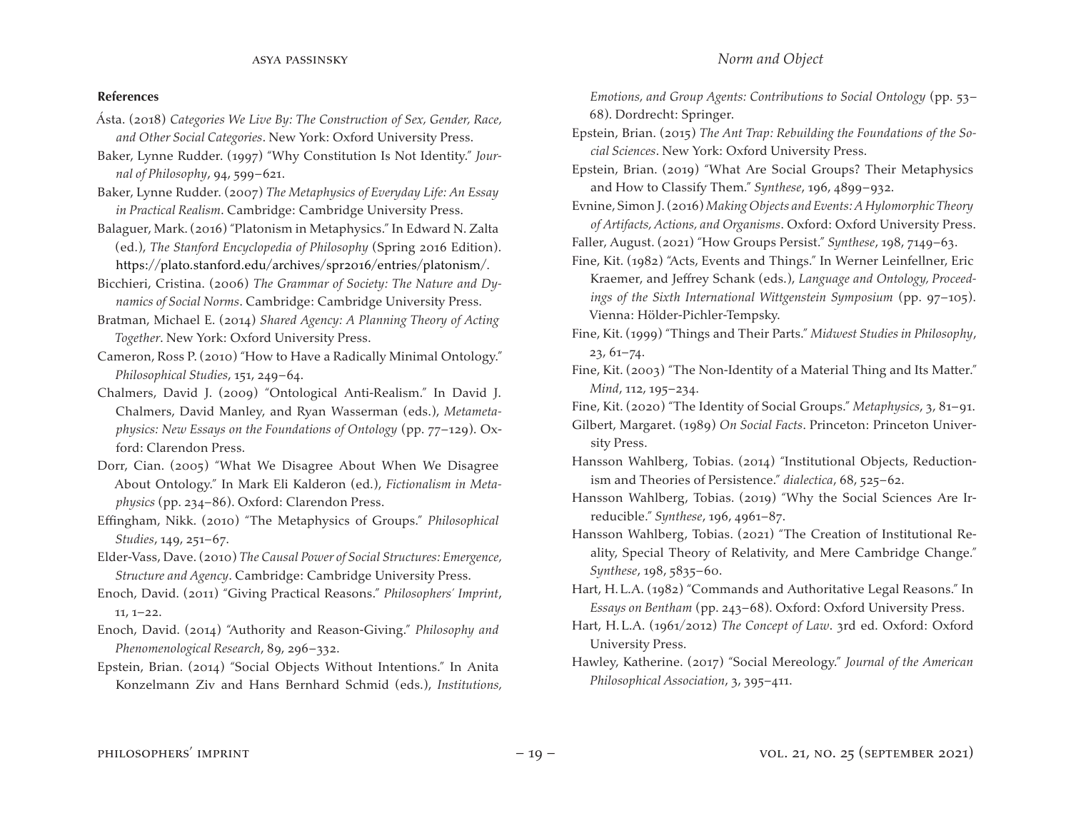**References**

Ásta. (2018) *Categories We Live By: The Construction of Sex, Gender, Race, and Other Social Categories*. New York: Oxford University Press.

Baker, Lynne Rudder. (1997) "Why Constitution Is Not Identity." *Journal of Philosophy*, 94, 599–621.

Baker, Lynne Rudder. (2007) *The Metaphysics of Everyday Life: An Essay in Practical Realism*. Cambridge: Cambridge University Press.

Balaguer, Mark. (2016) "Platonism in Metaphysics." In Edward N. Zalta (ed.), *The Stanford Encyclopedia of Philosophy* (Spring 2016 Edition). https://plato.stanford.edu/archives/spr2016/entries/platonism/.

Bicchieri, Cristina. (2006) *The Grammar of Society: The Nature and Dynamics of Social Norms*. Cambridge: Cambridge University Press.

Bratman, Michael E. (2014) *Shared Agency: A Planning Theory of Acting Together*. New York: Oxford University Press.

Cameron, Ross P. (2010) "How to Have a Radically Minimal Ontology." *Philosophical Studies*, 151, 249–64.

Chalmers, David J. (2009) "Ontological Anti-Realism." In David J. Chalmers, David Manley, and Ryan Wasserman (eds.), *Metametaphysics: New Essays on the Foundations of Ontology* (pp. 77–129). Oxford: Clarendon Press.

Dorr, Cian. (2005) "What We Disagree About When We Disagree About Ontology." In Mark Eli Kalderon (ed.), *Fictionalism in Metaphysics* (pp. 234–86). Oxford: Clarendon Press.

Effingham, Nikk. (2010) "The Metaphysics of Groups." *Philosophical Studies*, 149, 251–67.

Elder-Vass, Dave. (2010) *The Causal Power of Social Structures: Emergence, Structure and Agency*. Cambridge: Cambridge University Press.

Enoch, David. (2011) "Giving Practical Reasons." *Philosophers' Imprint*, 11, 1–22.

Enoch, David. (2014) "Authority and Reason-Giving." *Philosophy and Phenomenological Research*, 89, 296–332.

Epstein, Brian. (2014) "Social Objects Without Intentions." In Anita Konzelmann Ziv and Hans Bernhard Schmid (eds.), *Institutions, Emotions, and Group Agents: Contributions to Social Ontology* (pp. 53–68). Dordrecht: Springer.

Epstein, Brian. (2015) *The Ant Trap: Rebuilding the Foundations of the Social Sciences*. New York: Oxford University Press.

Epstein, Brian. (2019) "What Are Social Groups? Their Metaphysics and How to Classify Them." *Synthese*, 196, 4899–932.

Evnine, Simon J. (2016) *Making Objects and Events: A Hylomorphic Theory of Artifacts, Actions, and Organisms*. Oxford: Oxford University Press.

Faller, August. (2021) "How Groups Persist." *Synthese*, 198, 7149–63.

Fine, Kit. (1982) "Acts, Events and Things." In Werner Leinfellner, Eric Kraemer, and Jeffrey Schank (eds.), *Language and Ontology, Proceedings of the Sixth International Wittgenstein Symposium* (pp. 97–105). Vienna: Hölder-Pichler-Tempsky.

Fine, Kit. (1999) "Things and Their Parts." *Midwest Studies in Philosophy*, 23, 61–74.

Fine, Kit. (2003) "The Non-Identity of a Material Thing and Its Matter." *Mind*, 112, 195–234.

Fine, Kit. (2020) "The Identity of Social Groups." *Metaphysics*, 3, 81–91.

Gilbert, Margaret. (1989) *On Social Facts*. Princeton: Princeton University Press.

Hansson Wahlberg, Tobias. (2014) "Institutional Objects, Reductionism and Theories of Persistence." *dialectica*, 68, 525–62.

Hansson Wahlberg, Tobias. (2019) "Why the Social Sciences Are Irreducible." *Synthese*, 196, 4961–87.

Hansson Wahlberg, Tobias. (2021) "The Creation of Institutional Reality, Special Theory of Relativity, and Mere Cambridge Change." *Synthese*, 198, 5835–60.

Hart, H. L.A. (1982) "Commands and Authoritative Legal Reasons." In *Essays on Bentham* (pp. 243–68). Oxford: Oxford University Press.

Hart, H. L.A. (1961/2012) *The Concept of Law*. 3rd ed. Oxford: Oxford University Press.

Hawley, Katherine. (2017) "Social Mereology." *Journal of the American Philosophical Association*, 3, 395–411.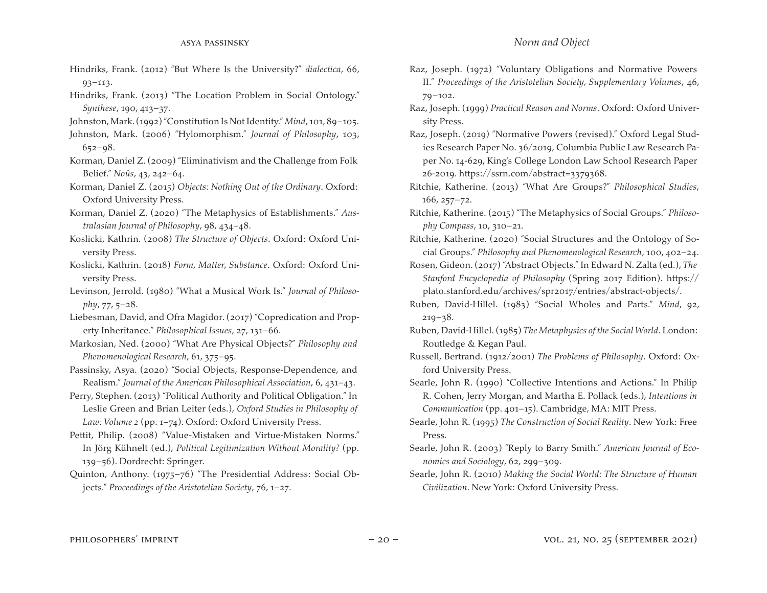Hindriks, Frank. (2012) "But Where Is the University?" *dialectica*, 66, 93–113.

Hindriks, Frank. (2013) "The Location Problem in Social Ontology." *Synthese*, 190, 413–37.

Johnston, Mark. (1992) "Constitution Is Not Identity." *Mind*, 101, 89–105.

Johnston, Mark. (2006) "Hylomorphism." *Journal of Philosophy*, 103, 652–98.

Korman, Daniel Z. (2009) "Eliminativism and the Challenge from Folk Belief." *Noûs*, 43, 242–64.

Korman, Daniel Z. (2015) *Objects: Nothing Out of the Ordinary*. Oxford: Oxford University Press.

Korman, Daniel Z. (2020) "The Metaphysics of Establishments." *Australasian Journal of Philosophy*, 98, 434–48.

Koslicki, Kathrin. (2008) *The Structure of Objects*. Oxford: Oxford University Press.

Koslicki, Kathrin. (2018) *Form, Matter, Substance*. Oxford: Oxford University Press.

Levinson, Jerrold. (1980) "What a Musical Work Is." *Journal of Philosophy*, 77, 5–28.

Liebesman, David, and Ofra Magidor. (2017) "Copredication and Property Inheritance." *Philosophical Issues*, 27, 131–66.

Markosian, Ned. (2000) "What Are Physical Objects?" *Philosophy and Phenomenological Research*, 61, 375–95.

Passinsky, Asya. (2020) "Social Objects, Response-Dependence, and Realism." *Journal of the American Philosophical Association*, 6, 431–43.

Perry, Stephen. (2013) "Political Authority and Political Obligation." In Leslie Green and Brian Leiter (eds.), *Oxford Studies in Philosophy of Law: Volume 2* (pp. 1–74). Oxford: Oxford University Press.

Pettit, Philip. (2008) "Value-Mistaken and Virtue-Mistaken Norms." In Jörg Kühnelt (ed.), *Political Legitimization Without Morality?* (pp. 139–56). Dordrecht: Springer.

Quinton, Anthony. (1975–76) "The Presidential Address: Social Objects." *Proceedings of the Aristotelian Society*, 76, 1–27.

Raz, Joseph. (1972) "Voluntary Obligations and Normative Powers II." *Proceedings of the Aristotelian Society, Supplementary Volumes*, 46, 79–102.

Raz, Joseph. (1999) *Practical Reason and Norms*. Oxford: Oxford University Press.

Raz, Joseph. (2019) "Normative Powers (revised)." Oxford Legal Studies Research Paper No. 36/2019, Columbia Public Law Research Paper No. 14-629, King's College London Law School Research Paper 26-2019. https://ssrn.com/abstract=3379368.

Ritchie, Katherine. (2013) "What Are Groups?" *Philosophical Studies*, 166, 257–72.

Ritchie, Katherine. (2015) "The Metaphysics of Social Groups." *Philosophy Compass*, 10, 310–21.

Ritchie, Katherine. (2020) "Social Structures and the Ontology of Social Groups." *Philosophy and Phenomenological Research*, 100, 402–24.

Rosen, Gideon. (2017) "Abstract Objects." In Edward N. Zalta (ed.), *The Stanford Encyclopedia of Philosophy* (Spring 2017 Edition). https://plato.stanford.edu/archives/spr2017/entries/abstract-objects/.

Ruben, David-Hillel. (1983) "Social Wholes and Parts." *Mind*, 92, 219–38.

Ruben, David-Hillel. (1985) *The Metaphysics of the Social World*. London: Routledge & Kegan Paul.

Russell, Bertrand. (1912/2001) *The Problems of Philosophy*. Oxford: Oxford University Press.

Searle, John R. (1990) "Collective Intentions and Actions." In Philip R. Cohen, Jerry Morgan, and Martha E. Pollack (eds.), *Intentions in Communication* (pp. 401–15). Cambridge, MA: MIT Press.

Searle, John R. (1995) *The Construction of Social Reality*. New York: Free Press.

Searle, John R. (2003) "Reply to Barry Smith." *American Journal of Economics and Sociology*, 62, 299–309.

Searle, John R. (2010) *Making the Social World: The Structure of Human Civilization*. New York: Oxford University Press.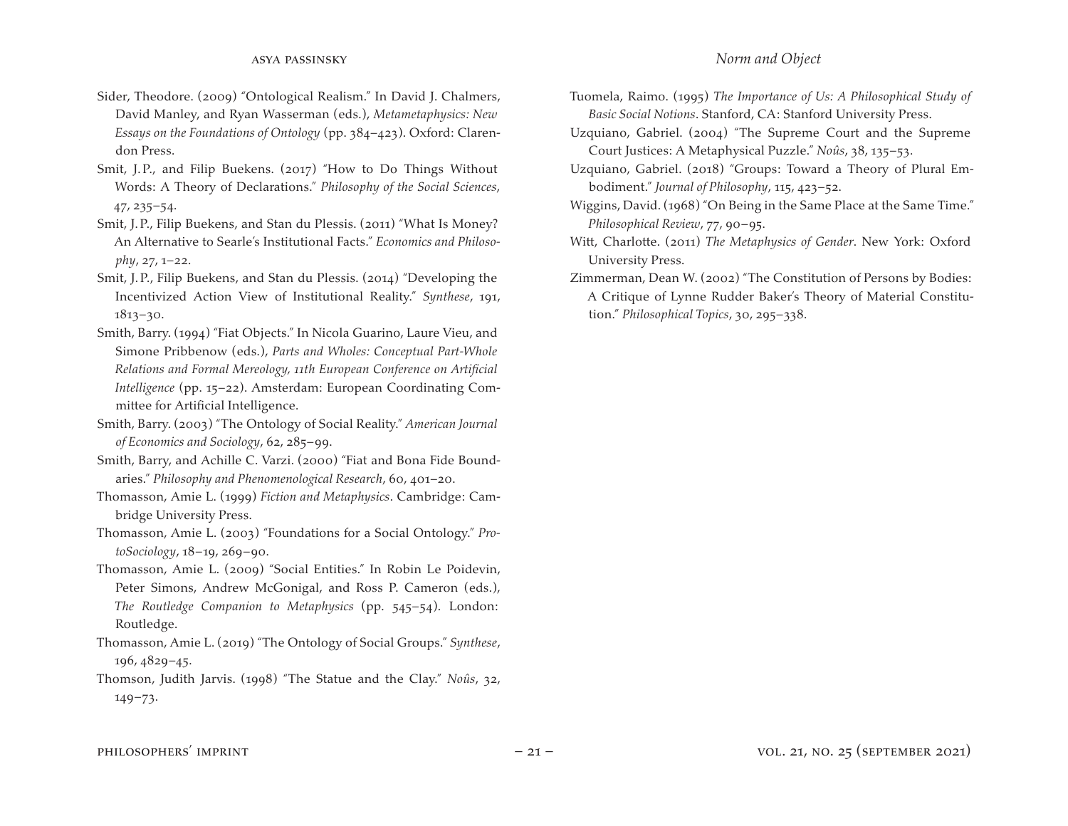Sider, Theodore. (2009) "Ontological Realism." In David J. Chalmers, David Manley, and Ryan Wasserman (eds.), *Metametaphysics: New Essays on the Foundations of Ontology* (pp. 384–423). Oxford: Clarendon Press.

Smit, J. P., and Filip Buekens. (2017) "How to Do Things Without Words: A Theory of Declarations." *Philosophy of the Social Sciences*, 47, 235–54.

Smit, J. P., Filip Buekens, and Stan du Plessis. (2011) "What Is Money? An Alternative to Searle's Institutional Facts." *Economics and Philosophy*, 27, 1–22.

Smit, J. P., Filip Buekens, and Stan du Plessis. (2014) "Developing the Incentivized Action View of Institutional Reality." *Synthese*, 191, 1813–30.

Smith, Barry. (1994) "Fiat Objects." In Nicola Guarino, Laure Vieu, and Simone Pribbenow (eds.), *Parts and Wholes: Conceptual Part-Whole Relations and Formal Mereology, 11th European Conference on Artificial Intelligence* (pp. 15–22). Amsterdam: European Coordinating Committee for Artificial Intelligence.

Smith, Barry. (2003) "The Ontology of Social Reality." *American Journal of Economics and Sociology*, 62, 285–99.

Smith, Barry, and Achille C. Varzi. (2000) "Fiat and Bona Fide Boundaries." *Philosophy and Phenomenological Research*, 60, 401–20.

Thomasson, Amie L. (1999) *Fiction and Metaphysics*. Cambridge: Cambridge University Press.

Thomasson, Amie L. (2003) "Foundations for a Social Ontology." *ProtoSociology*, 18–19, 269–90.

Thomasson, Amie L. (2009) "Social Entities." In Robin Le Poidevin, Peter Simons, Andrew McGonigal, and Ross P. Cameron (eds.), *The Routledge Companion to Metaphysics* (pp. 545–54). London: Routledge.

Thomasson, Amie L. (2019) "The Ontology of Social Groups." *Synthese*, 196, 4829–45.

Thomson, Judith Jarvis. (1998) "The Statue and the Clay." *Noûs*, 32, 149–73.

Tuomela, Raimo. (1995) *The Importance of Us: A Philosophical Study of Basic Social Notions*. Stanford, CA: Stanford University Press.

Uzquiano, Gabriel. (2004) "The Supreme Court and the Supreme Court Justices: A Metaphysical Puzzle." *Noûs*, 38, 135–53.

Uzquiano, Gabriel. (2018) "Groups: Toward a Theory of Plural Embodiment." *Journal of Philosophy*, 115, 423–52.

Wiggins, David. (1968) "On Being in the Same Place at the Same Time." *Philosophical Review*, 77, 90–95.

Witt, Charlotte. (2011) *The Metaphysics of Gender*. New York: Oxford University Press.

Zimmerman, Dean W. (2002) "The Constitution of Persons by Bodies: A Critique of Lynne Rudder Baker's Theory of Material Constitution." *Philosophical Topics*, 30, 295–338.